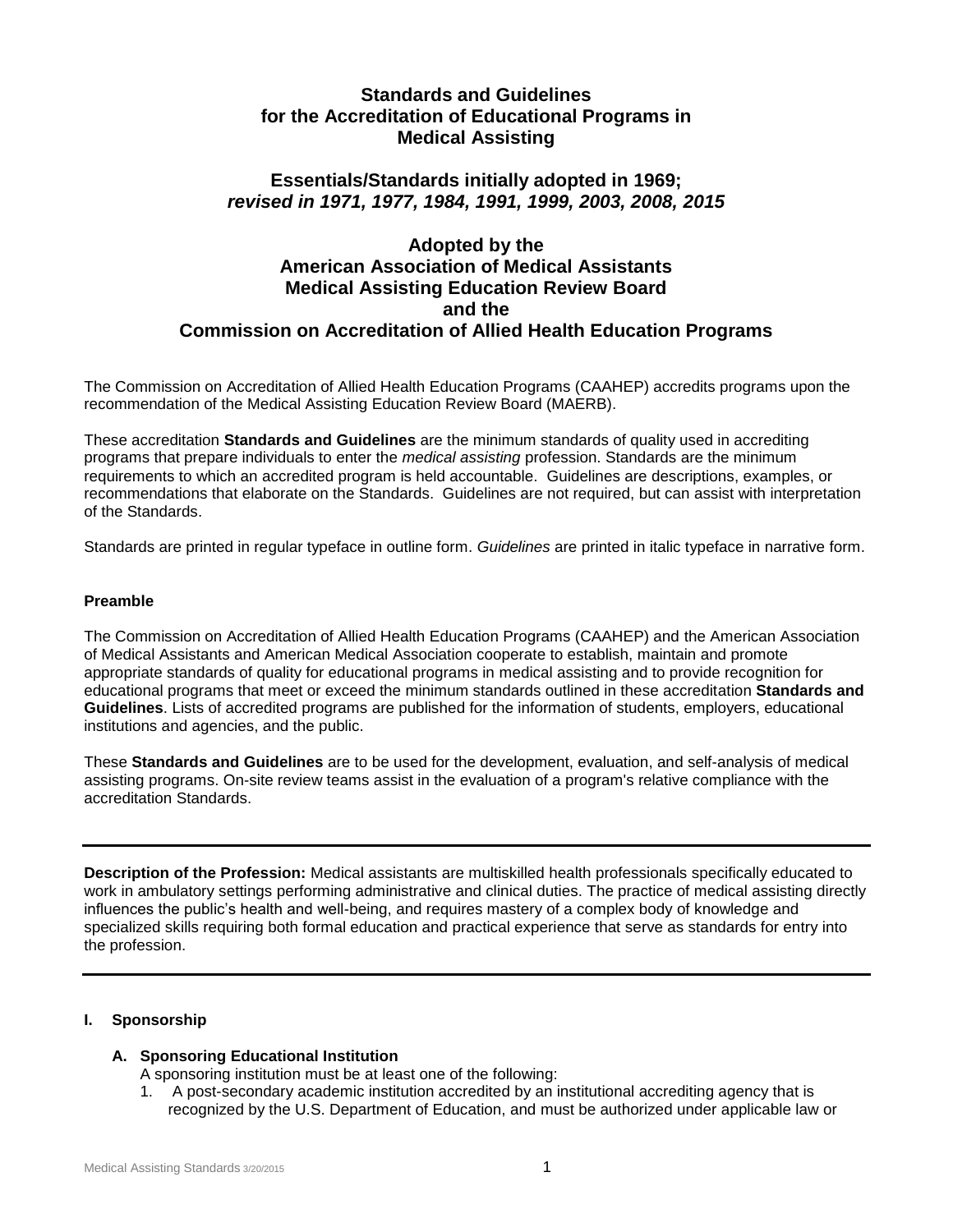# Standards and Guidelines for the Accreditation of Educational Programs in Medical Assisting

## Essentials/Standards initially adopted in 1969; *revised in 1971, 1977, 1984, 1991, 1999, 2003, 2008, 2015*

## Adopted by the American Association of Medical Assistants Medical Assisting Education Review Board and the Commission on Accreditation of Allied Health Education Programs

The Commission on Accreditation of Allied Health Education Programs (CAAHEP) accredits programs upon the recommendation of the Medical Assisting Education Review Board (MAERB).

These accreditation **Standards and Guidelines** are the minimum standards of quality used in accrediting programs that prepare individuals to enter the *medical assisting* profession. Standards are the minimum requirements to which an accredited program is held accountable. Guidelines are descriptions, examples, or recommendations that elaborate on the Standards. Guidelines are not required, but can assist with interpretation of the Standards.

Standards are printed in regular typeface in outline form. *Guidelines* are printed in italic typeface in narrative form.

**Preamble**

The Commission on Accreditation of Allied Health Education Programs (CAAHEP) and the American Association of Medical Assistants and American Medical Association cooperate to establish, maintain and promote appropriate standards of quality for educational programs in medical assisting and to provide recognition for educational programs that meet or exceed the minimum standards outlined in these accreditation **Standards and Guidelines**. Lists of accredited programs are published for the information of students, employers, educational institutions and agencies, and the public.

These **Standards and Guidelines** are to be used for the development, evaluation, and self-analysis of medical assisting programs. On-site review teams assist in the evaluation of a program's relative compliance with the accreditation Standards.

---

**Description of the Profession:** Medical assistants are multiskilled health professionals specifically educated to work in ambulatory settings performing administrative and clinical duties. The practice of medical assisting directly influences the public's health and well-being, and requires mastery of a complex body of knowledge and specialized skills requiring both formal education and practical experience that serve as standards for entry into the profession.

---

**I. Sponsorship**

**A. Sponsoring Educational Institution**

A sponsoring institution must be at least one of the following:

1. A post-secondary academic institution accredited by an institutional accrediting agency that is recognized by the U.S. Department of Education, and must be authorized under applicable law or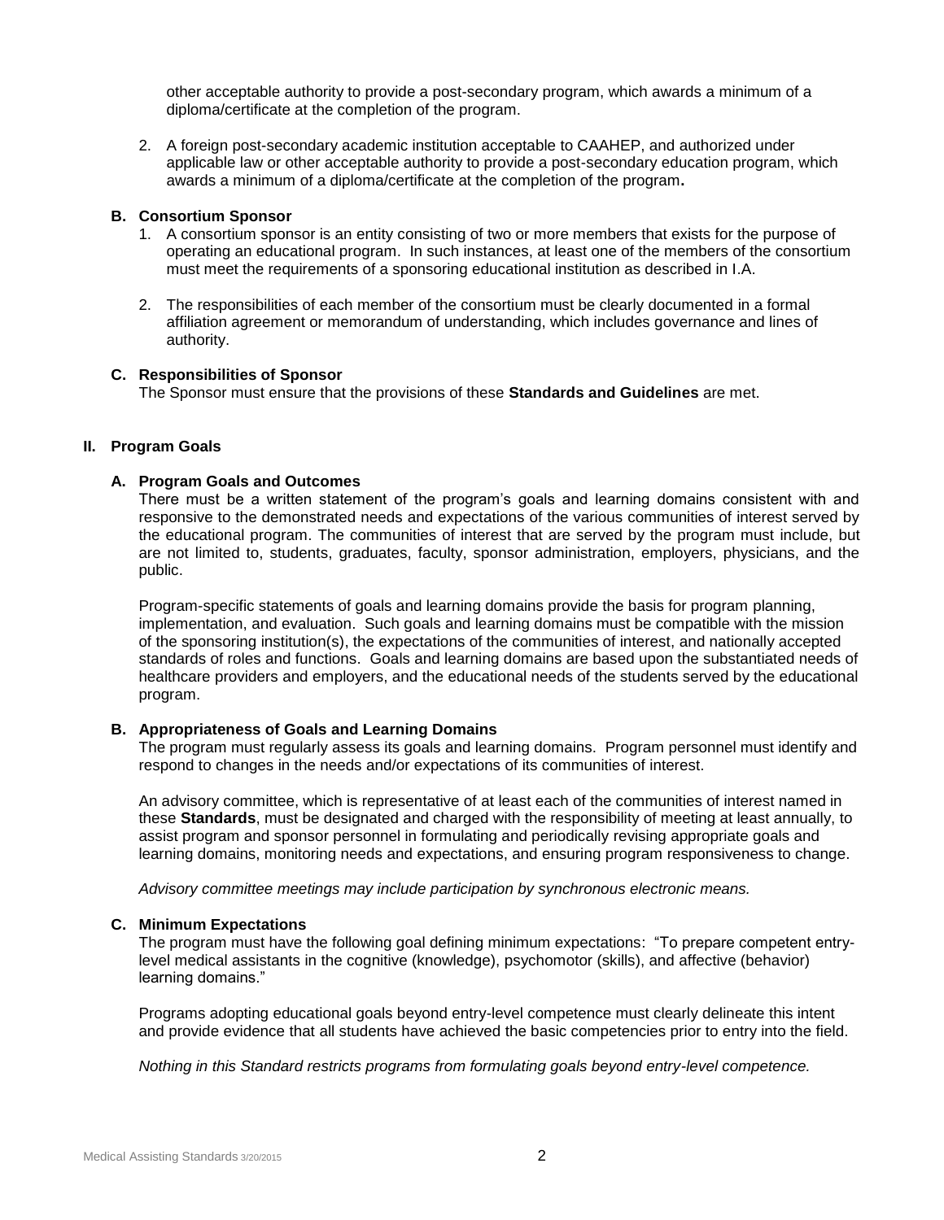other acceptable authority to provide a post-secondary program, which awards a minimum of a diploma/certificate at the completion of the program.

2. A foreign post-secondary academic institution acceptable to CAAHEP, and authorized under applicable law or other acceptable authority to provide a post-secondary education program, which awards a minimum of a diploma/certificate at the completion of the program**.**

### B. Consortium Sponsor

1. A consortium sponsor is an entity consisting of two or more members that exists for the purpose of operating an educational program. In such instances, at least one of the members of the consortium must meet the requirements of a sponsoring educational institution as described in I.A.

2. The responsibilities of each member of the consortium must be clearly documented in a formal affiliation agreement or memorandum of understanding, which includes governance and lines of authority.

### C. Responsibilities of Sponsor

The Sponsor must ensure that the provisions of these **Standards and Guidelines** are met.

## II. Program Goals

### A. Program Goals and Outcomes

There must be a written statement of the program's goals and learning domains consistent with and responsive to the demonstrated needs and expectations of the various communities of interest served by the educational program. The communities of interest that are served by the program must include, but are not limited to, students, graduates, faculty, sponsor administration, employers, physicians, and the public.

Program-specific statements of goals and learning domains provide the basis for program planning, implementation, and evaluation. Such goals and learning domains must be compatible with the mission of the sponsoring institution(s), the expectations of the communities of interest, and nationally accepted standards of roles and functions. Goals and learning domains are based upon the substantiated needs of healthcare providers and employers, and the educational needs of the students served by the educational program.

### B. Appropriateness of Goals and Learning Domains

The program must regularly assess its goals and learning domains. Program personnel must identify and respond to changes in the needs and/or expectations of its communities of interest.

An advisory committee, which is representative of at least each of the communities of interest named in these **Standards**, must be designated and charged with the responsibility of meeting at least annually, to assist program and sponsor personnel in formulating and periodically revising appropriate goals and learning domains, monitoring needs and expectations, and ensuring program responsiveness to change.

*Advisory committee meetings may include participation by synchronous electronic means.*

### C. Minimum Expectations

The program must have the following goal defining minimum expectations: "To prepare competent entry-level medical assistants in the cognitive (knowledge), psychomotor (skills), and affective (behavior) learning domains."

Programs adopting educational goals beyond entry-level competence must clearly delineate this intent and provide evidence that all students have achieved the basic competencies prior to entry into the field.

*Nothing in this Standard restricts programs from formulating goals beyond entry-level competence.*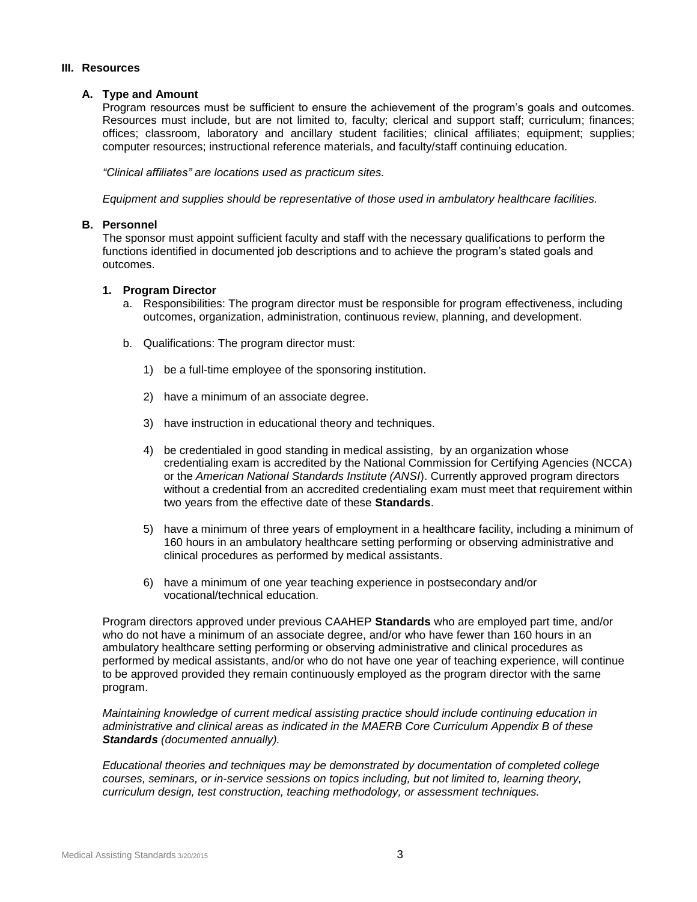## III. Resources

### A. Type and Amount

Program resources must be sufficient to ensure the achievement of the program's goals and outcomes. Resources must include, but are not limited to, faculty; clerical and support staff; curriculum; finances; offices; classroom, laboratory and ancillary student facilities; clinical affiliates; equipment; supplies; computer resources; instructional reference materials, and faculty/staff continuing education.

*"Clinical affiliates" are locations used as practicum sites.*

*Equipment and supplies should be representative of those used in ambulatory healthcare facilities.*

### B. Personnel

The sponsor must appoint sufficient faculty and staff with the necessary qualifications to perform the functions identified in documented job descriptions and to achieve the program's stated goals and outcomes.

#### 1. Program Director

a. Responsibilities: The program director must be responsible for program effectiveness, including outcomes, organization, administration, continuous review, planning, and development.

b. Qualifications: The program director must:

1) be a full-time employee of the sponsoring institution.

2) have a minimum of an associate degree.

3) have instruction in educational theory and techniques.

4) be credentialed in good standing in medical assisting, by an organization whose credentialing exam is accredited by the National Commission for Certifying Agencies (NCCA) or the *American National Standards Institute (ANSI*). Currently approved program directors without a credential from an accredited credentialing exam must meet that requirement within two years from the effective date of these **Standards**.

5) have a minimum of three years of employment in a healthcare facility, including a minimum of 160 hours in an ambulatory healthcare setting performing or observing administrative and clinical procedures as performed by medical assistants.

6) have a minimum of one year teaching experience in postsecondary and/or vocational/technical education.

Program directors approved under previous CAAHEP **Standards** who are employed part time, and/or who do not have a minimum of an associate degree, and/or who have fewer than 160 hours in an ambulatory healthcare setting performing or observing administrative and clinical procedures as performed by medical assistants, and/or who do not have one year of teaching experience, will continue to be approved provided they remain continuously employed as the program director with the same program.

*Maintaining knowledge of current medical assisting practice should include continuing education in administrative and clinical areas as indicated in the MAERB Core Curriculum Appendix B of these* ***Standards*** *(documented annually).*

*Educational theories and techniques may be demonstrated by documentation of completed college courses, seminars, or in-service sessions on topics including, but not limited to, learning theory, curriculum design, test construction, teaching methodology, or assessment techniques.*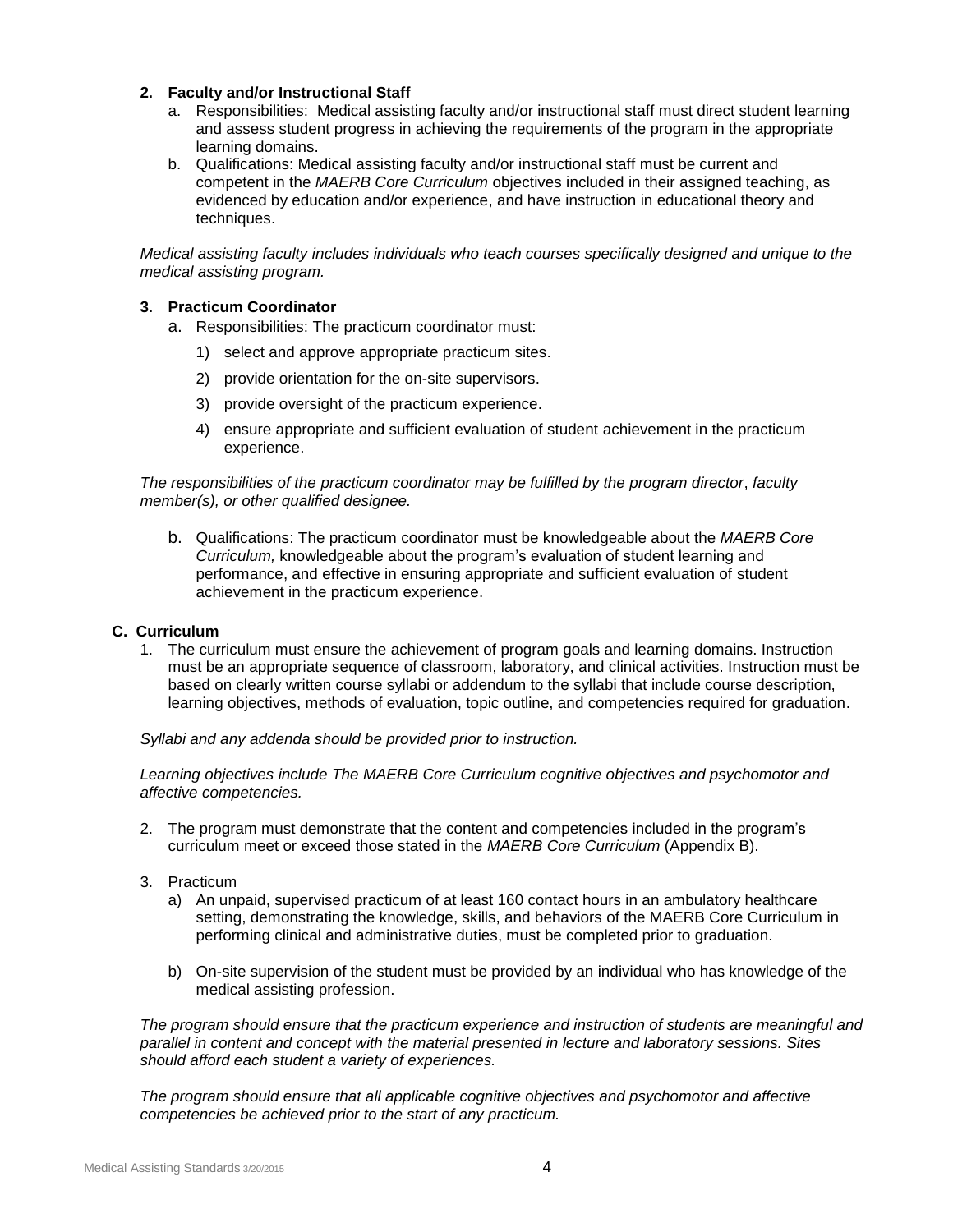**2. Faculty and/or Instructional Staff**

a. Responsibilities: Medical assisting faculty and/or instructional staff must direct student learning and assess student progress in achieving the requirements of the program in the appropriate learning domains.

b. Qualifications: Medical assisting faculty and/or instructional staff must be current and competent in the *MAERB Core Curriculum* objectives included in their assigned teaching, as evidenced by education and/or experience, and have instruction in educational theory and techniques.

*Medical assisting faculty includes individuals who teach courses specifically designed and unique to the medical assisting program.*

**3. Practicum Coordinator**

a. Responsibilities: The practicum coordinator must:

1) select and approve appropriate practicum sites.
2) provide orientation for the on-site supervisors.
3) provide oversight of the practicum experience.
4) ensure appropriate and sufficient evaluation of student achievement in the practicum experience.

*The responsibilities of the practicum coordinator may be fulfilled by the program director, faculty member(s), or other qualified designee.*

b. Qualifications: The practicum coordinator must be knowledgeable about the *MAERB Core Curriculum,* knowledgeable about the program's evaluation of student learning and performance, and effective in ensuring appropriate and sufficient evaluation of student achievement in the practicum experience.

**C. Curriculum**

1. The curriculum must ensure the achievement of program goals and learning domains. Instruction must be an appropriate sequence of classroom, laboratory, and clinical activities. Instruction must be based on clearly written course syllabi or addendum to the syllabi that include course description, learning objectives, methods of evaluation, topic outline, and competencies required for graduation.

*Syllabi and any addenda should be provided prior to instruction.*

*Learning objectives include The MAERB Core Curriculum cognitive objectives and psychomotor and affective competencies.*

2. The program must demonstrate that the content and competencies included in the program's curriculum meet or exceed those stated in the *MAERB Core Curriculum* (Appendix B).

3. Practicum

a) An unpaid, supervised practicum of at least 160 contact hours in an ambulatory healthcare setting, demonstrating the knowledge, skills, and behaviors of the MAERB Core Curriculum in performing clinical and administrative duties, must be completed prior to graduation.

b) On-site supervision of the student must be provided by an individual who has knowledge of the medical assisting profession.

*The program should ensure that the practicum experience and instruction of students are meaningful and parallel in content and concept with the material presented in lecture and laboratory sessions. Sites should afford each student a variety of experiences.*

*The program should ensure that all applicable cognitive objectives and psychomotor and affective competencies be achieved prior to the start of any practicum.*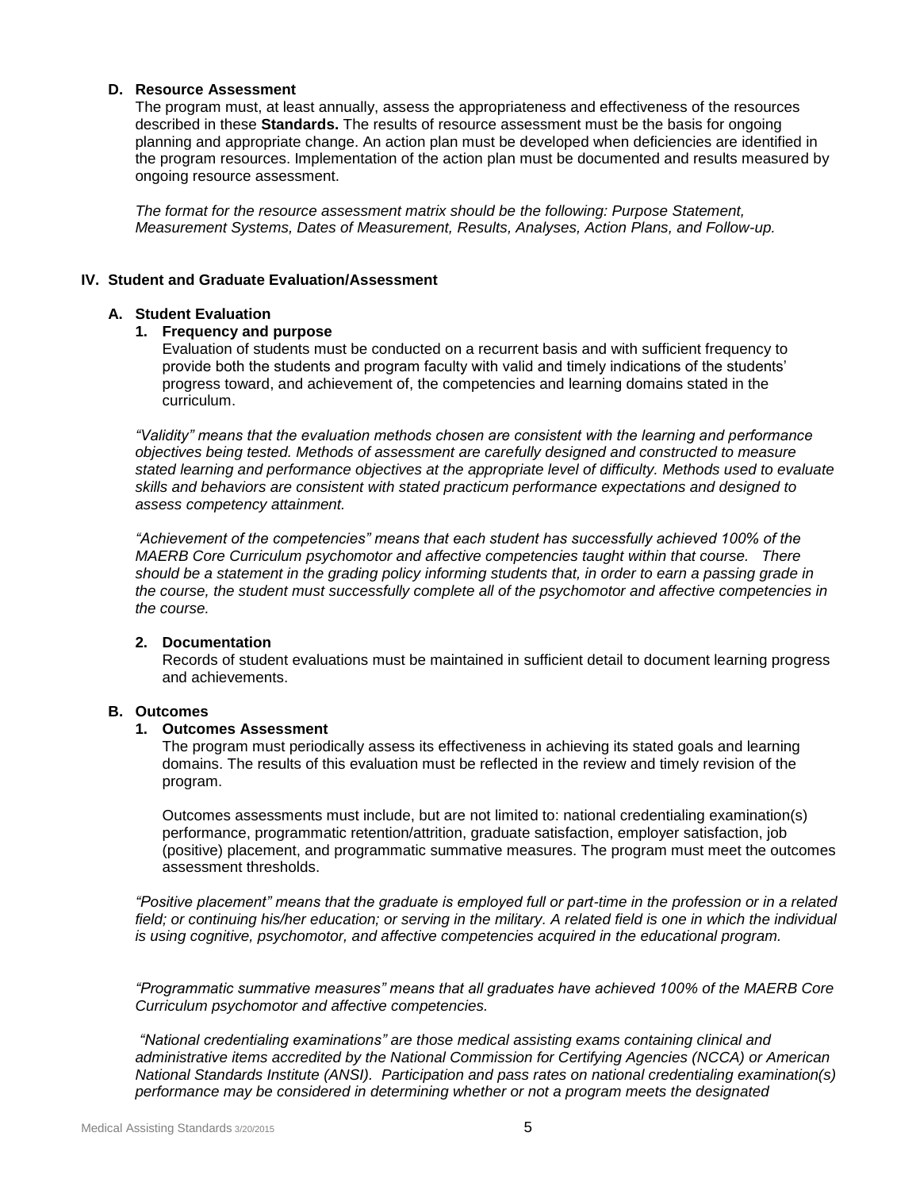### D. Resource Assessment

The program must, at least annually, assess the appropriateness and effectiveness of the resources described in these **Standards.** The results of resource assessment must be the basis for ongoing planning and appropriate change. An action plan must be developed when deficiencies are identified in the program resources. Implementation of the action plan must be documented and results measured by ongoing resource assessment.

*The format for the resource assessment matrix should be the following: Purpose Statement, Measurement Systems, Dates of Measurement, Results, Analyses, Action Plans, and Follow-up.*

## IV. Student and Graduate Evaluation/Assessment

### A. Student Evaluation

#### 1. Frequency and purpose

Evaluation of students must be conducted on a recurrent basis and with sufficient frequency to provide both the students and program faculty with valid and timely indications of the students' progress toward, and achievement of, the competencies and learning domains stated in the curriculum.

*"Validity" means that the evaluation methods chosen are consistent with the learning and performance objectives being tested. Methods of assessment are carefully designed and constructed to measure stated learning and performance objectives at the appropriate level of difficulty. Methods used to evaluate skills and behaviors are consistent with stated practicum performance expectations and designed to assess competency attainment.*

*"Achievement of the competencies" means that each student has successfully achieved 100% of the MAERB Core Curriculum psychomotor and affective competencies taught within that course. There should be a statement in the grading policy informing students that, in order to earn a passing grade in the course, the student must successfully complete all of the psychomotor and affective competencies in the course.*

#### 2. Documentation

Records of student evaluations must be maintained in sufficient detail to document learning progress and achievements.

### B. Outcomes

#### 1. Outcomes Assessment

The program must periodically assess its effectiveness in achieving its stated goals and learning domains. The results of this evaluation must be reflected in the review and timely revision of the program.

Outcomes assessments must include, but are not limited to: national credentialing examination(s) performance, programmatic retention/attrition, graduate satisfaction, employer satisfaction, job (positive) placement, and programmatic summative measures. The program must meet the outcomes assessment thresholds.

*"Positive placement" means that the graduate is employed full or part-time in the profession or in a related field; or continuing his/her education; or serving in the military. A related field is one in which the individual is using cognitive, psychomotor, and affective competencies acquired in the educational program.*

*"Programmatic summative measures" means that all graduates have achieved 100% of the MAERB Core Curriculum psychomotor and affective competencies.*

*"National credentialing examinations" are those medical assisting exams containing clinical and administrative items accredited by the National Commission for Certifying Agencies (NCCA) or American National Standards Institute (ANSI). Participation and pass rates on national credentialing examination(s) performance may be considered in determining whether or not a program meets the designated*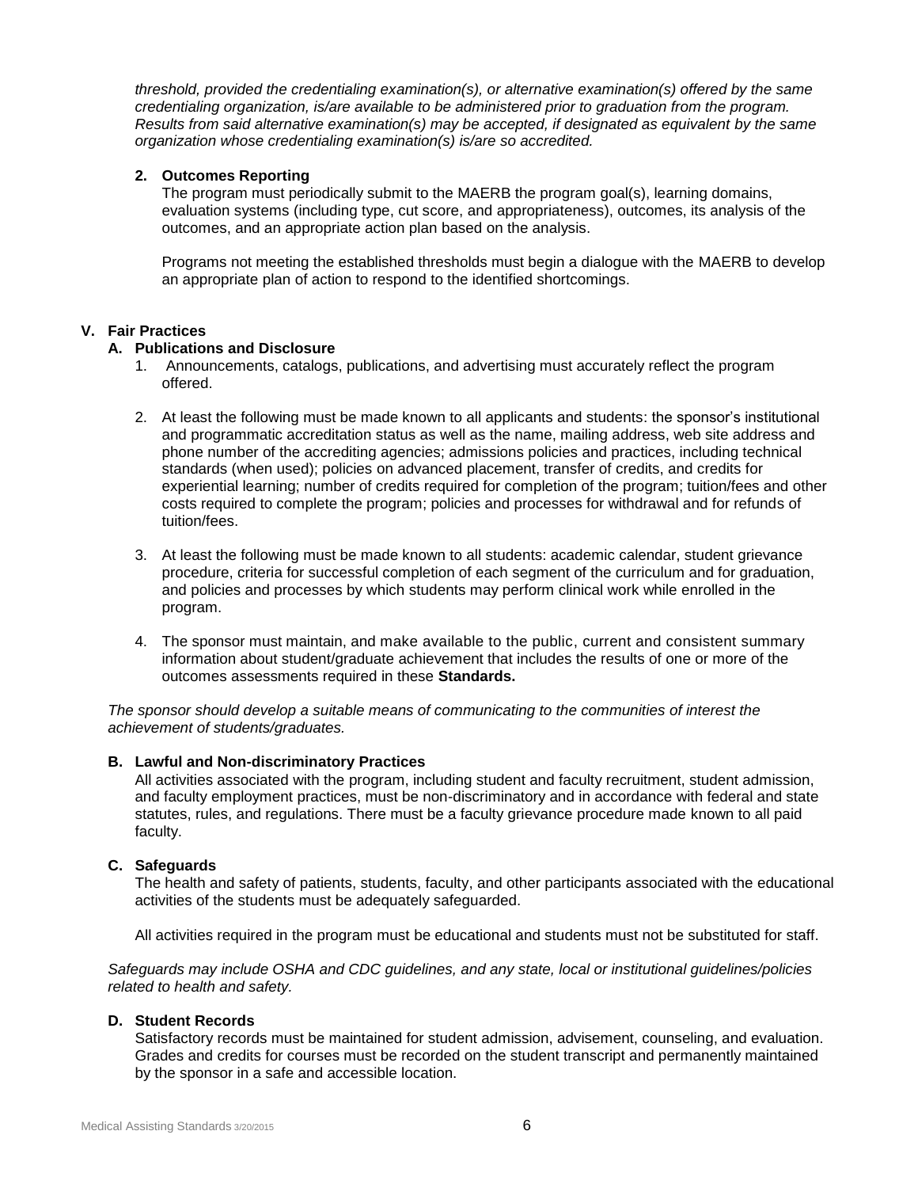*threshold, provided the credentialing examination(s), or alternative examination(s) offered by the same credentialing organization, is/are available to be administered prior to graduation from the program. Results from said alternative examination(s) may be accepted, if designated as equivalent by the same organization whose credentialing examination(s) is/are so accredited.*

**2. Outcomes Reporting**

The program must periodically submit to the MAERB the program goal(s), learning domains, evaluation systems (including type, cut score, and appropriateness), outcomes, its analysis of the outcomes, and an appropriate action plan based on the analysis.

Programs not meeting the established thresholds must begin a dialogue with the MAERB to develop an appropriate plan of action to respond to the identified shortcomings.

## V. Fair Practices

### A. Publications and Disclosure

1. Announcements, catalogs, publications, and advertising must accurately reflect the program offered.

2. At least the following must be made known to all applicants and students: the sponsor's institutional and programmatic accreditation status as well as the name, mailing address, web site address and phone number of the accrediting agencies; admissions policies and practices, including technical standards (when used); policies on advanced placement, transfer of credits, and credits for experiential learning; number of credits required for completion of the program; tuition/fees and other costs required to complete the program; policies and processes for withdrawal and for refunds of tuition/fees.

3. At least the following must be made known to all students: academic calendar, student grievance procedure, criteria for successful completion of each segment of the curriculum and for graduation, and policies and processes by which students may perform clinical work while enrolled in the program.

4. The sponsor must maintain, and make available to the public, current and consistent summary information about student/graduate achievement that includes the results of one or more of the outcomes assessments required in these **Standards.**

*The sponsor should develop a suitable means of communicating to the communities of interest the achievement of students/graduates.*

### B. Lawful and Non-discriminatory Practices

All activities associated with the program, including student and faculty recruitment, student admission, and faculty employment practices, must be non-discriminatory and in accordance with federal and state statutes, rules, and regulations. There must be a faculty grievance procedure made known to all paid faculty.

### C. Safeguards

The health and safety of patients, students, faculty, and other participants associated with the educational activities of the students must be adequately safeguarded.

All activities required in the program must be educational and students must not be substituted for staff.

*Safeguards may include OSHA and CDC guidelines, and any state, local or institutional guidelines/policies related to health and safety.*

### D. Student Records

Satisfactory records must be maintained for student admission, advisement, counseling, and evaluation. Grades and credits for courses must be recorded on the student transcript and permanently maintained by the sponsor in a safe and accessible location.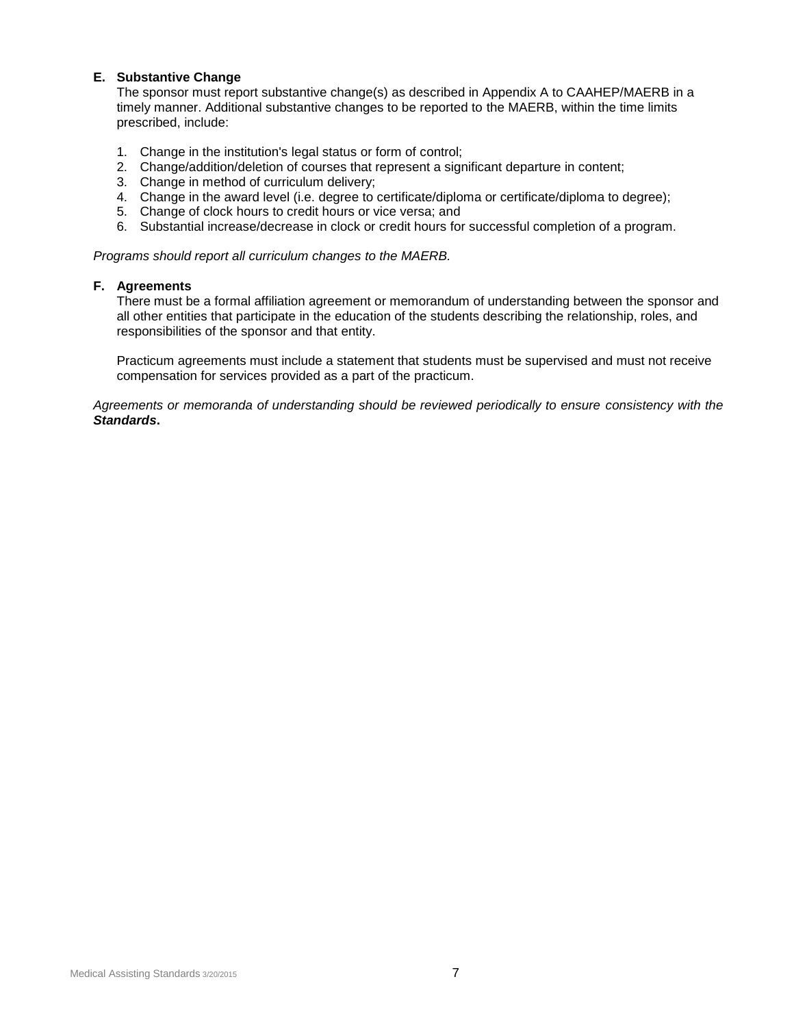**E. Substantive Change**

The sponsor must report substantive change(s) as described in Appendix A to CAAHEP/MAERB in a timely manner. Additional substantive changes to be reported to the MAERB, within the time limits prescribed, include:

1. Change in the institution's legal status or form of control;
2. Change/addition/deletion of courses that represent a significant departure in content;
3. Change in method of curriculum delivery;
4. Change in the award level (i.e. degree to certificate/diploma or certificate/diploma to degree);
5. Change of clock hours to credit hours or vice versa; and
6. Substantial increase/decrease in clock or credit hours for successful completion of a program.

*Programs should report all curriculum changes to the MAERB.*

**F. Agreements**

There must be a formal affiliation agreement or memorandum of understanding between the sponsor and all other entities that participate in the education of the students describing the relationship, roles, and responsibilities of the sponsor and that entity.

Practicum agreements must include a statement that students must be supervised and must not receive compensation for services provided as a part of the practicum.

*Agreements or memoranda of understanding should be reviewed periodically to ensure consistency with the **Standards**.*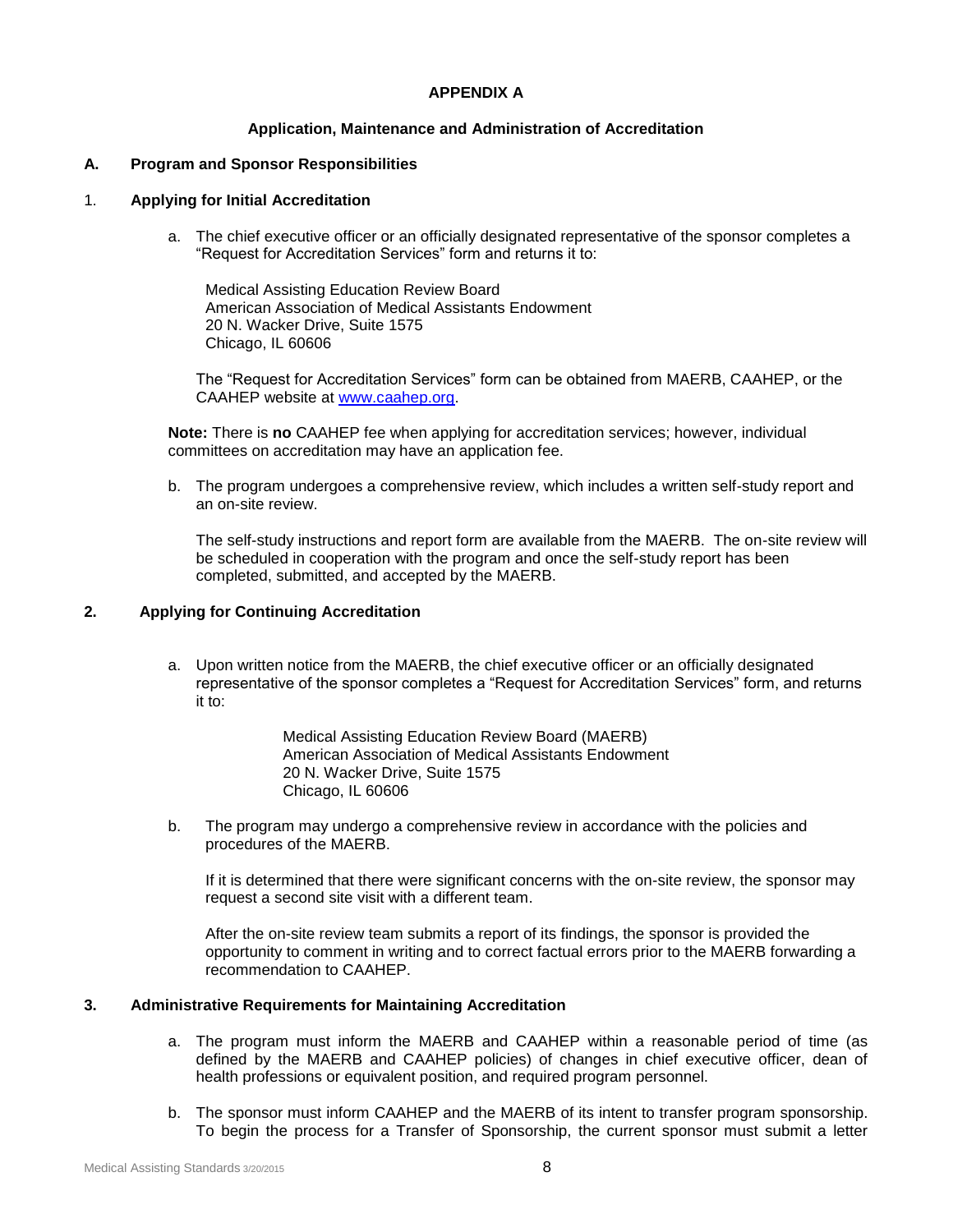**APPENDIX A**

**Application, Maintenance and Administration of Accreditation**

**A. Program and Sponsor Responsibilities**

1. **Applying for Initial Accreditation**

   a. The chief executive officer or an officially designated representative of the sponsor completes a "Request for Accreditation Services" form and returns it to:

      Medical Assisting Education Review Board
      American Association of Medical Assistants Endowment
      20 N. Wacker Drive, Suite 1575
      Chicago, IL 60606

      The "Request for Accreditation Services" form can be obtained from MAERB, CAAHEP, or the CAAHEP website at www.caahep.org.

   **Note:** There is **no** CAAHEP fee when applying for accreditation services; however, individual committees on accreditation may have an application fee.

   b. The program undergoes a comprehensive review, which includes a written self-study report and an on-site review.

      The self-study instructions and report form are available from the MAERB. The on-site review will be scheduled in cooperation with the program and once the self-study report has been completed, submitted, and accepted by the MAERB.

2. **Applying for Continuing Accreditation**

   a. Upon written notice from the MAERB, the chief executive officer or an officially designated representative of the sponsor completes a "Request for Accreditation Services" form, and returns it to:

      Medical Assisting Education Review Board (MAERB)
      American Association of Medical Assistants Endowment
      20 N. Wacker Drive, Suite 1575
      Chicago, IL 60606

   b. The program may undergo a comprehensive review in accordance with the policies and procedures of the MAERB.

      If it is determined that there were significant concerns with the on-site review, the sponsor may request a second site visit with a different team.

      After the on-site review team submits a report of its findings, the sponsor is provided the opportunity to comment in writing and to correct factual errors prior to the MAERB forwarding a recommendation to CAAHEP.

3. **Administrative Requirements for Maintaining Accreditation**

   a. The program must inform the MAERB and CAAHEP within a reasonable period of time (as defined by the MAERB and CAAHEP policies) of changes in chief executive officer, dean of health professions or equivalent position, and required program personnel.

   b. The sponsor must inform CAAHEP and the MAERB of its intent to transfer program sponsorship. To begin the process for a Transfer of Sponsorship, the current sponsor must submit a letter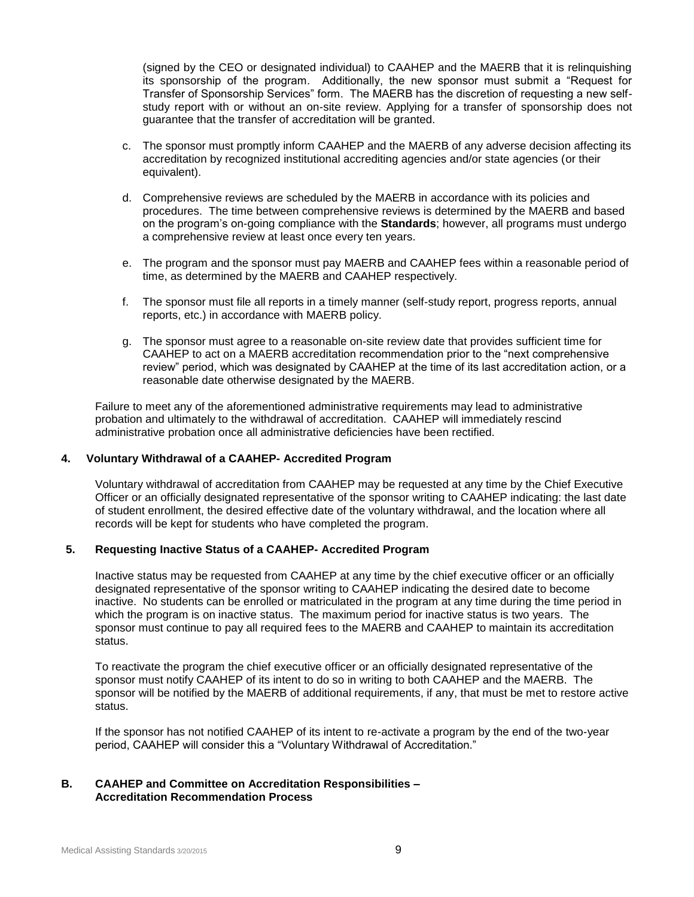(signed by the CEO or designated individual) to CAAHEP and the MAERB that it is relinquishing its sponsorship of the program. Additionally, the new sponsor must submit a "Request for Transfer of Sponsorship Services" form. The MAERB has the discretion of requesting a new self-study report with or without an on-site review. Applying for a transfer of sponsorship does not guarantee that the transfer of accreditation will be granted.

c. The sponsor must promptly inform CAAHEP and the MAERB of any adverse decision affecting its accreditation by recognized institutional accrediting agencies and/or state agencies (or their equivalent).

d. Comprehensive reviews are scheduled by the MAERB in accordance with its policies and procedures. The time between comprehensive reviews is determined by the MAERB and based on the program's on-going compliance with the **Standards**; however, all programs must undergo a comprehensive review at least once every ten years.

e. The program and the sponsor must pay MAERB and CAAHEP fees within a reasonable period of time, as determined by the MAERB and CAAHEP respectively.

f. The sponsor must file all reports in a timely manner (self-study report, progress reports, annual reports, etc.) in accordance with MAERB policy.

g. The sponsor must agree to a reasonable on-site review date that provides sufficient time for CAAHEP to act on a MAERB accreditation recommendation prior to the "next comprehensive review" period, which was designated by CAAHEP at the time of its last accreditation action, or a reasonable date otherwise designated by the MAERB.

Failure to meet any of the aforementioned administrative requirements may lead to administrative probation and ultimately to the withdrawal of accreditation. CAAHEP will immediately rescind administrative probation once all administrative deficiencies have been rectified.

### 4. Voluntary Withdrawal of a CAAHEP- Accredited Program

Voluntary withdrawal of accreditation from CAAHEP may be requested at any time by the Chief Executive Officer or an officially designated representative of the sponsor writing to CAAHEP indicating: the last date of student enrollment, the desired effective date of the voluntary withdrawal, and the location where all records will be kept for students who have completed the program.

### 5. Requesting Inactive Status of a CAAHEP- Accredited Program

Inactive status may be requested from CAAHEP at any time by the chief executive officer or an officially designated representative of the sponsor writing to CAAHEP indicating the desired date to become inactive. No students can be enrolled or matriculated in the program at any time during the time period in which the program is on inactive status. The maximum period for inactive status is two years. The sponsor must continue to pay all required fees to the MAERB and CAAHEP to maintain its accreditation status.

To reactivate the program the chief executive officer or an officially designated representative of the sponsor must notify CAAHEP of its intent to do so in writing to both CAAHEP and the MAERB. The sponsor will be notified by the MAERB of additional requirements, if any, that must be met to restore active status.

If the sponsor has not notified CAAHEP of its intent to re-activate a program by the end of the two-year period, CAAHEP will consider this a "Voluntary Withdrawal of Accreditation."

## B. CAAHEP and Committee on Accreditation Responsibilities – Accreditation Recommendation Process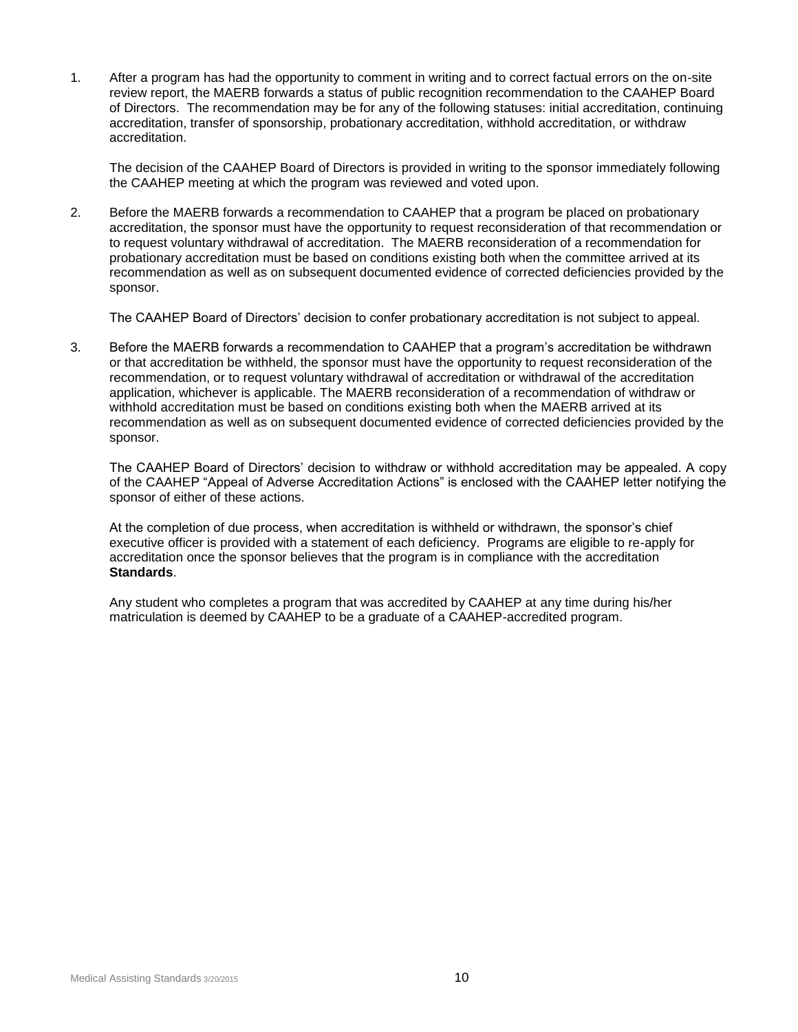1. After a program has had the opportunity to comment in writing and to correct factual errors on the on-site review report, the MAERB forwards a status of public recognition recommendation to the CAAHEP Board of Directors. The recommendation may be for any of the following statuses: initial accreditation, continuing accreditation, transfer of sponsorship, probationary accreditation, withhold accreditation, or withdraw accreditation.

   The decision of the CAAHEP Board of Directors is provided in writing to the sponsor immediately following the CAAHEP meeting at which the program was reviewed and voted upon.

2. Before the MAERB forwards a recommendation to CAAHEP that a program be placed on probationary accreditation, the sponsor must have the opportunity to request reconsideration of that recommendation or to request voluntary withdrawal of accreditation. The MAERB reconsideration of a recommendation for probationary accreditation must be based on conditions existing both when the committee arrived at its recommendation as well as on subsequent documented evidence of corrected deficiencies provided by the sponsor.

   The CAAHEP Board of Directors' decision to confer probationary accreditation is not subject to appeal.

3. Before the MAERB forwards a recommendation to CAAHEP that a program's accreditation be withdrawn or that accreditation be withheld, the sponsor must have the opportunity to request reconsideration of the recommendation, or to request voluntary withdrawal of accreditation or withdrawal of the accreditation application, whichever is applicable. The MAERB reconsideration of a recommendation of withdraw or withhold accreditation must be based on conditions existing both when the MAERB arrived at its recommendation as well as on subsequent documented evidence of corrected deficiencies provided by the sponsor.

   The CAAHEP Board of Directors' decision to withdraw or withhold accreditation may be appealed. A copy of the CAAHEP "Appeal of Adverse Accreditation Actions" is enclosed with the CAAHEP letter notifying the sponsor of either of these actions.

   At the completion of due process, when accreditation is withheld or withdrawn, the sponsor's chief executive officer is provided with a statement of each deficiency. Programs are eligible to re-apply for accreditation once the sponsor believes that the program is in compliance with the accreditation **Standards**.

   Any student who completes a program that was accredited by CAAHEP at any time during his/her matriculation is deemed by CAAHEP to be a graduate of a CAAHEP-accredited program.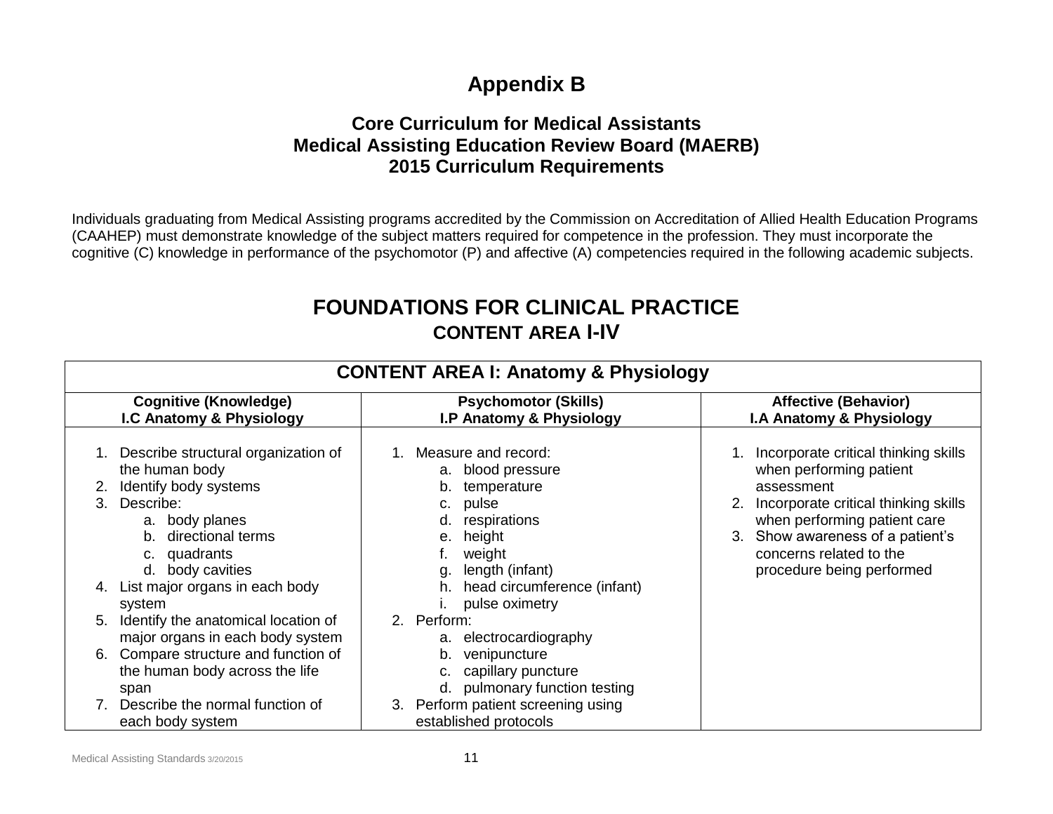# Appendix B

## Core Curriculum for Medical Assistants
## Medical Assisting Education Review Board (MAERB)
## 2015 Curriculum Requirements

Individuals graduating from Medical Assisting programs accredited by the Commission on Accreditation of Allied Health Education Programs (CAAHEP) must demonstrate knowledge of the subject matters required for competence in the profession. They must incorporate the cognitive (C) knowledge in performance of the psychomotor (P) and affective (A) competencies required in the following academic subjects.

## FOUNDATIONS FOR CLINICAL PRACTICE
### CONTENT AREA I-IV

| CONTENT AREA I: Anatomy & Physiology | | |
|---|---|---|
| **Cognitive (Knowledge)**<br>**I.C Anatomy & Physiology** | **Psychomotor (Skills)**<br>**I.P Anatomy & Physiology** | **Affective (Behavior)**<br>**I.A Anatomy & Physiology** |
| 1. Describe structural organization of the human body<br>2. Identify body systems<br>3. Describe:<br>a. body planes<br>b. directional terms<br>c. quadrants<br>d. body cavities<br>4. List major organs in each body system<br>5. Identify the anatomical location of major organs in each body system<br>6. Compare structure and function of the human body across the life span<br>7. Describe the normal function of each body system | 1. Measure and record:<br>a. blood pressure<br>b. temperature<br>c. pulse<br>d. respirations<br>e. height<br>f. weight<br>g. length (infant)<br>h. head circumference (infant)<br>i. pulse oximetry<br>2. Perform:<br>a. electrocardiography<br>b. venipuncture<br>c. capillary puncture<br>d. pulmonary function testing<br>3. Perform patient screening using established protocols | 1. Incorporate critical thinking skills when performing patient assessment<br>2. Incorporate critical thinking skills when performing patient care<br>3. Show awareness of a patient's concerns related to the procedure being performed |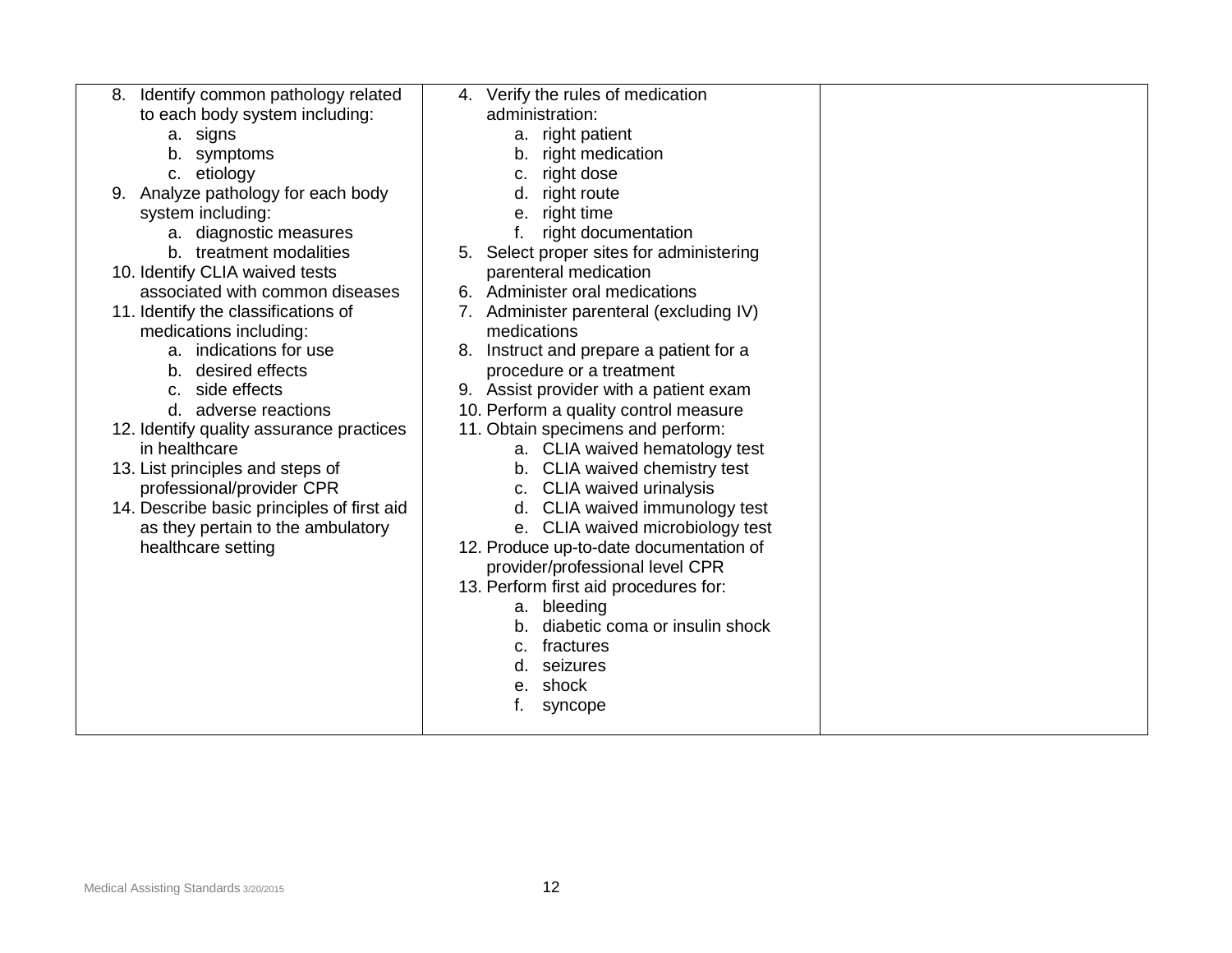| | | |
|---|---|---|
| 8. Identify common pathology related to each body system including:<br>a. signs<br>b. symptoms<br>c. etiology<br>9. Analyze pathology for each body system including:<br>a. diagnostic measures<br>b. treatment modalities<br>10. Identify CLIA waived tests associated with common diseases<br>11. Identify the classifications of medications including:<br>a. indications for use<br>b. desired effects<br>c. side effects<br>d. adverse reactions<br>12. Identify quality assurance practices in healthcare<br>13. List principles and steps of professional/provider CPR<br>14. Describe basic principles of first aid as they pertain to the ambulatory healthcare setting | 4. Verify the rules of medication administration:<br>a. right patient<br>b. right medication<br>c. right dose<br>d. right route<br>e. right time<br>f. right documentation<br>5. Select proper sites for administering parenteral medication<br>6. Administer oral medications<br>7. Administer parenteral (excluding IV) medications<br>8. Instruct and prepare a patient for a procedure or a treatment<br>9. Assist provider with a patient exam<br>10. Perform a quality control measure<br>11. Obtain specimens and perform:<br>a. CLIA waived hematology test<br>b. CLIA waived chemistry test<br>c. CLIA waived urinalysis<br>d. CLIA waived immunology test<br>e. CLIA waived microbiology test<br>12. Produce up-to-date documentation of provider/professional level CPR<br>13. Perform first aid procedures for:<br>a. bleeding<br>b. diabetic coma or insulin shock<br>c. fractures<br>d. seizures<br>e. shock<br>f. syncope | |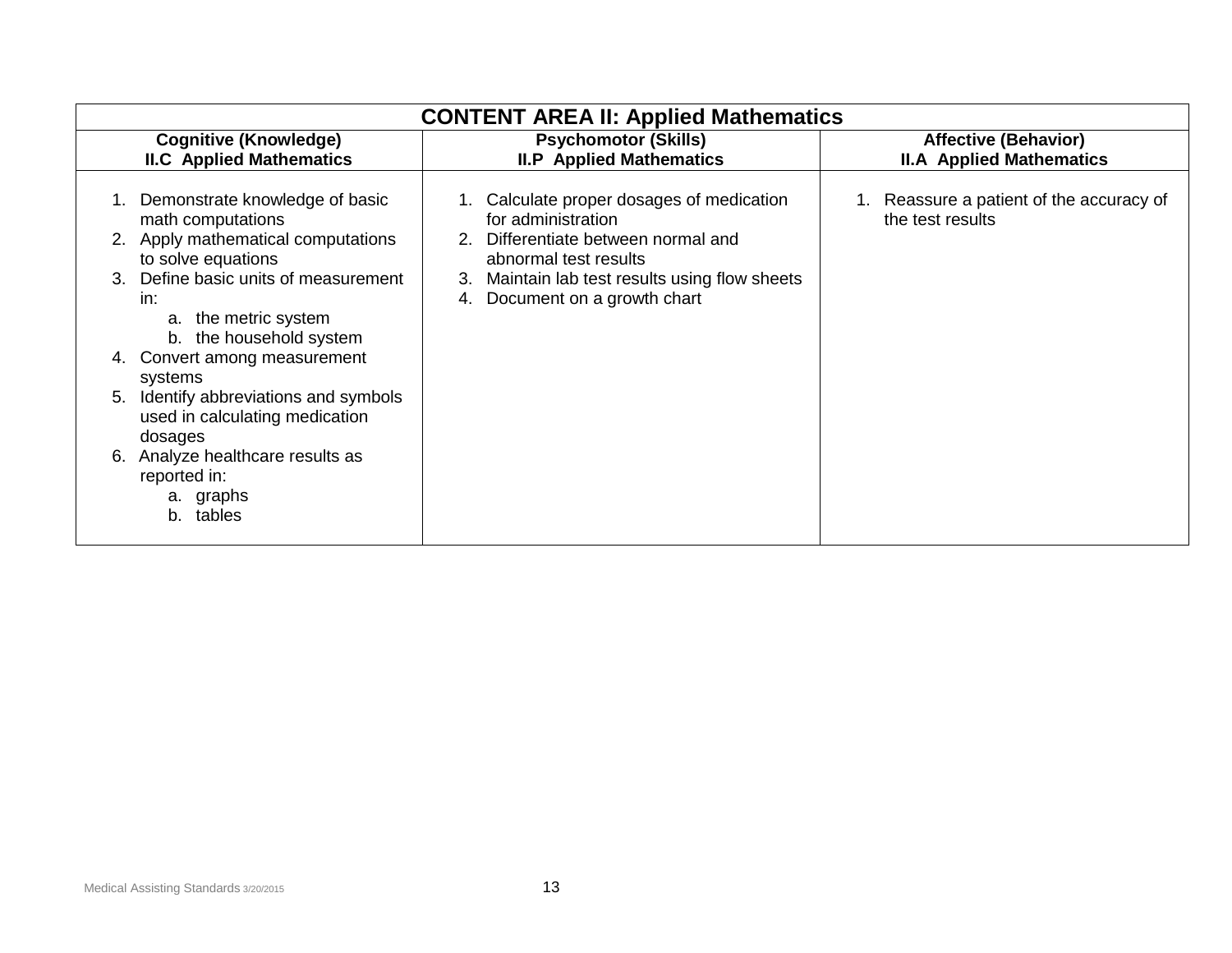| CONTENT AREA II: Applied Mathematics | | |
|---|---|---|
| **Cognitive (Knowledge)**<br>**II.C Applied Mathematics** | **Psychomotor (Skills)**<br>**II.P Applied Mathematics** | **Affective (Behavior)**<br>**II.A Applied Mathematics** |
| 1. Demonstrate knowledge of basic math computations<br>2. Apply mathematical computations to solve equations<br>3. Define basic units of measurement in:<br>&nbsp;&nbsp;&nbsp;&nbsp;a. the metric system<br>&nbsp;&nbsp;&nbsp;&nbsp;b. the household system<br>4. Convert among measurement systems<br>5. Identify abbreviations and symbols used in calculating medication dosages<br>6. Analyze healthcare results as reported in:<br>&nbsp;&nbsp;&nbsp;&nbsp;a. graphs<br>&nbsp;&nbsp;&nbsp;&nbsp;b. tables | 1. Calculate proper dosages of medication for administration<br>2. Differentiate between normal and abnormal test results<br>3. Maintain lab test results using flow sheets<br>4. Document on a growth chart | 1. Reassure a patient of the accuracy of the test results |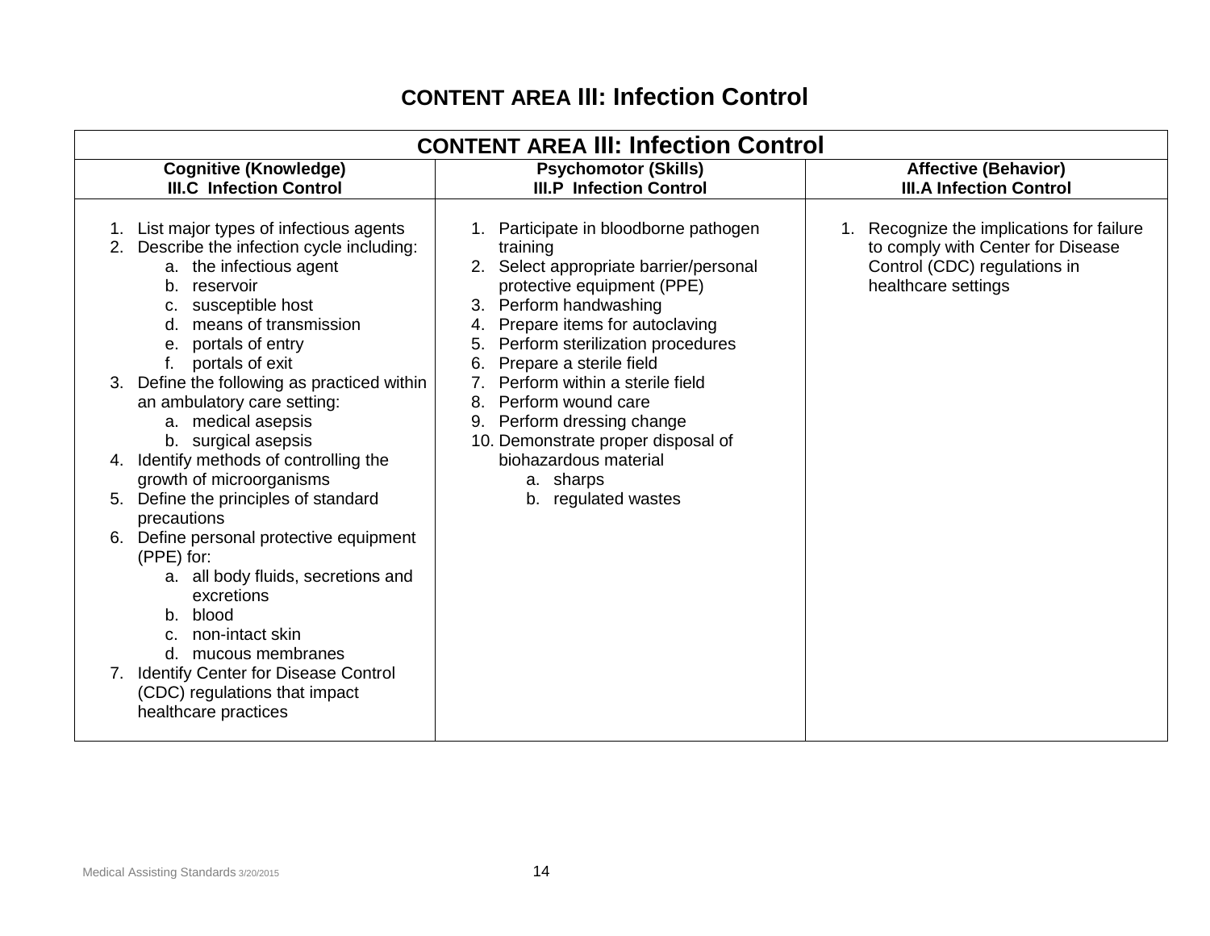# CONTENT AREA III: Infection Control

| CONTENT AREA III: Infection Control | | |
|---|---|---|
| **Cognitive (Knowledge)<br>III.C Infection Control** | **Psychomotor (Skills)<br>III.P Infection Control** | **Affective (Behavior)<br>III.A Infection Control** |
| 1. List major types of infectious agents<br>2. Describe the infection cycle including:<br>&nbsp;&nbsp;&nbsp;a. the infectious agent<br>&nbsp;&nbsp;&nbsp;b. reservoir<br>&nbsp;&nbsp;&nbsp;c. susceptible host<br>&nbsp;&nbsp;&nbsp;d. means of transmission<br>&nbsp;&nbsp;&nbsp;e. portals of entry<br>&nbsp;&nbsp;&nbsp;f. portals of exit<br>3. Define the following as practiced within an ambulatory care setting:<br>&nbsp;&nbsp;&nbsp;a. medical asepsis<br>&nbsp;&nbsp;&nbsp;b. surgical asepsis<br>4. Identify methods of controlling the growth of microorganisms<br>5. Define the principles of standard precautions<br>6. Define personal protective equipment (PPE) for:<br>&nbsp;&nbsp;&nbsp;a. all body fluids, secretions and excretions<br>&nbsp;&nbsp;&nbsp;b. blood<br>&nbsp;&nbsp;&nbsp;c. non-intact skin<br>&nbsp;&nbsp;&nbsp;d. mucous membranes<br>7. Identify Center for Disease Control (CDC) regulations that impact healthcare practices | 1. Participate in bloodborne pathogen training<br>2. Select appropriate barrier/personal protective equipment (PPE)<br>3. Perform handwashing<br>4. Prepare items for autoclaving<br>5. Perform sterilization procedures<br>6. Prepare a sterile field<br>7. Perform within a sterile field<br>8. Perform wound care<br>9. Perform dressing change<br>10. Demonstrate proper disposal of biohazardous material<br>&nbsp;&nbsp;&nbsp;a. sharps<br>&nbsp;&nbsp;&nbsp;b. regulated wastes | 1. Recognize the implications for failure to comply with Center for Disease Control (CDC) regulations in healthcare settings |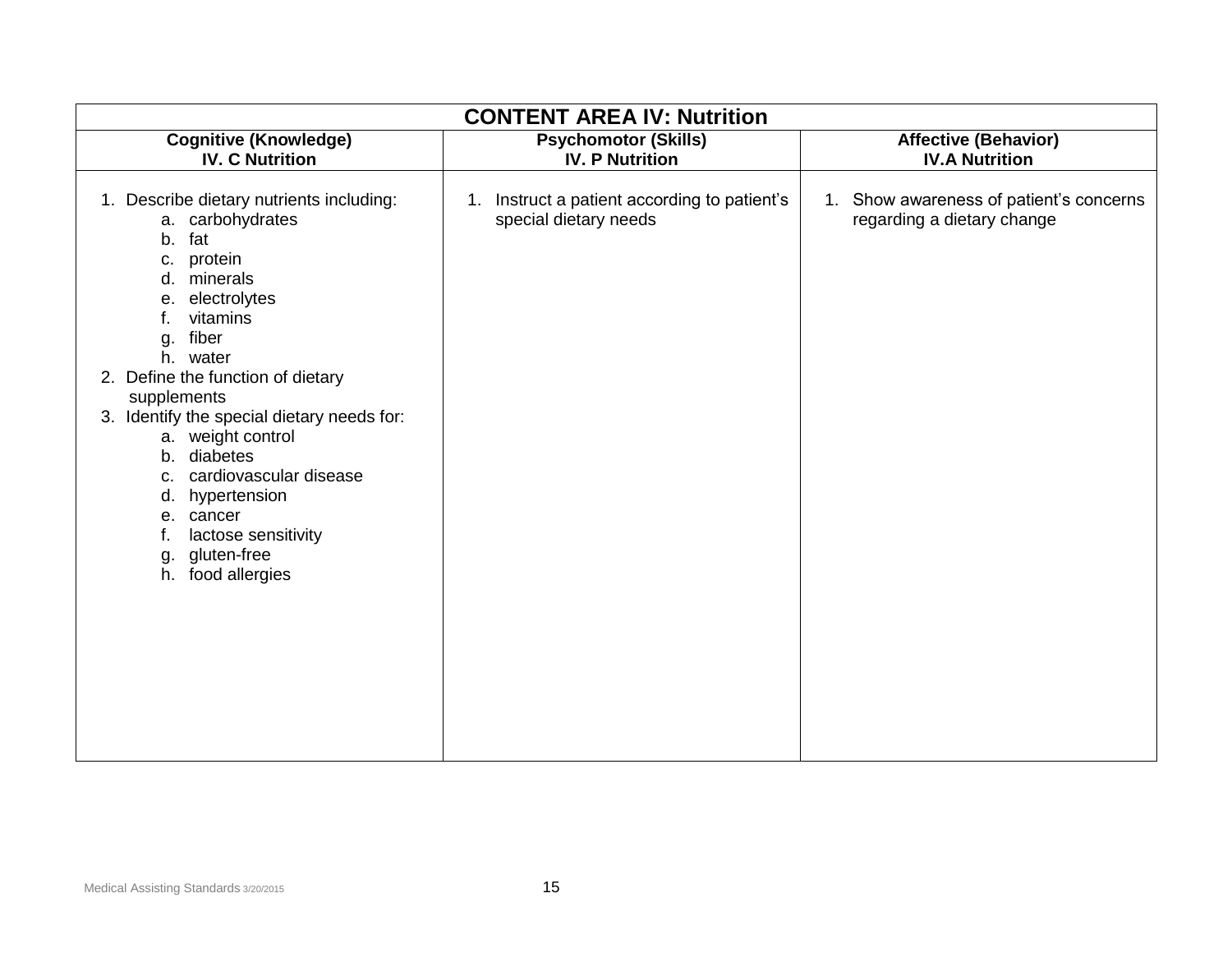| CONTENT AREA IV: Nutrition | | |
|---|---|---|
| **Cognitive (Knowledge)<br>IV. C Nutrition** | **Psychomotor (Skills)<br>IV. P Nutrition** | **Affective (Behavior)<br>IV.A Nutrition** |
| 1. Describe dietary nutrients including:<br>a. carbohydrates<br>b. fat<br>c. protein<br>d. minerals<br>e. electrolytes<br>f. vitamins<br>g. fiber<br>h. water<br>2. Define the function of dietary supplements<br>3. Identify the special dietary needs for:<br>a. weight control<br>b. diabetes<br>c. cardiovascular disease<br>d. hypertension<br>e. cancer<br>f. lactose sensitivity<br>g. gluten-free<br>h. food allergies | 1. Instruct a patient according to patient's special dietary needs | 1. Show awareness of patient's concerns regarding a dietary change |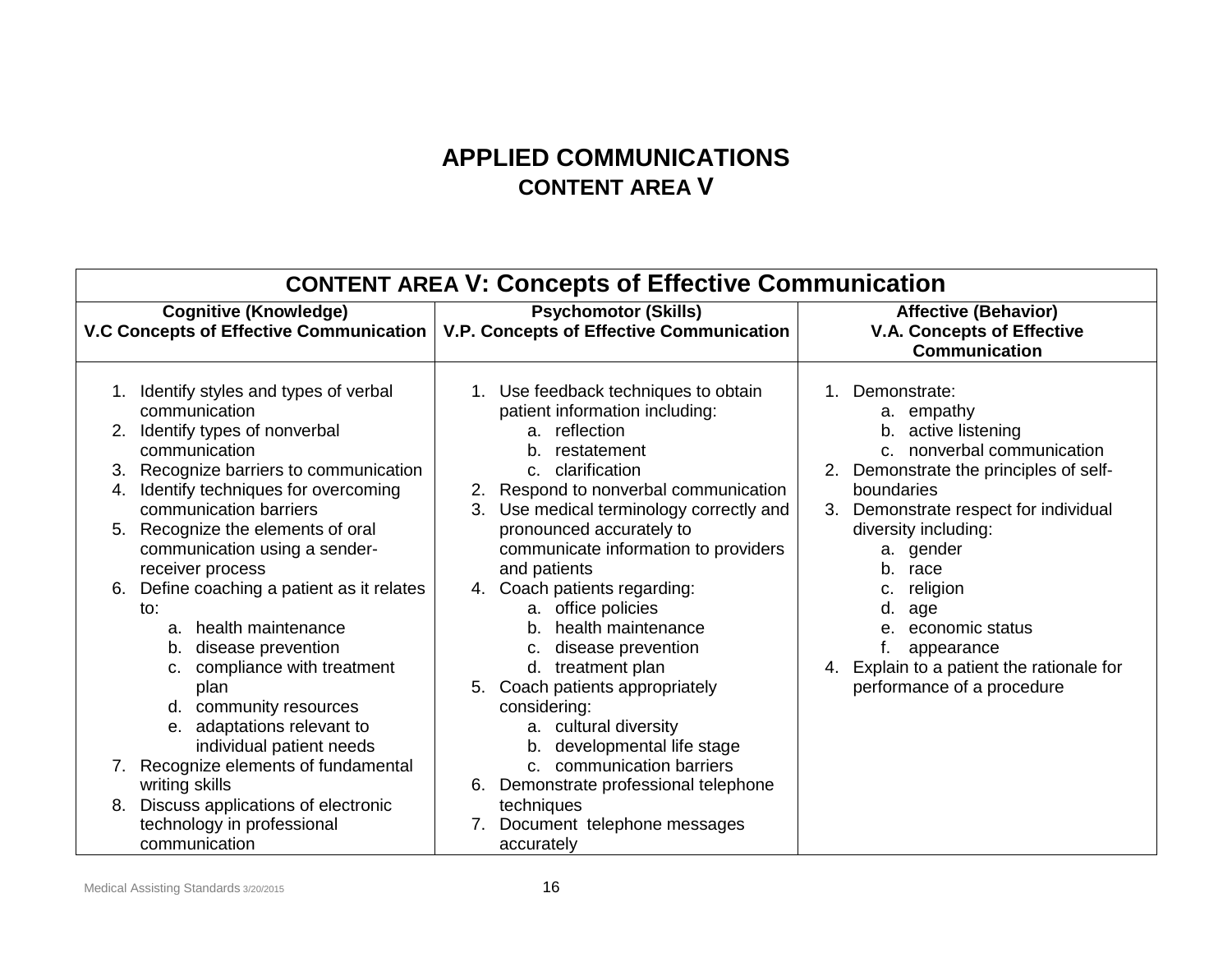# APPLIED COMMUNICATIONS

## CONTENT AREA V

| CONTENT AREA V: Concepts of Effective Communication | | |
|---|---|---|
| **Cognitive (Knowledge)**<br>**V.C Concepts of Effective Communication** | **Psychomotor (Skills)**<br>**V.P. Concepts of Effective Communication** | **Affective (Behavior)**<br>**V.A. Concepts of Effective Communication** |
| 1. Identify styles and types of verbal communication<br>2. Identify types of nonverbal communication<br>3. Recognize barriers to communication<br>4. Identify techniques for overcoming communication barriers<br>5. Recognize the elements of oral communication using a sender-receiver process<br>6. Define coaching a patient as it relates to:<br>a. health maintenance<br>b. disease prevention<br>c. compliance with treatment plan<br>d. community resources<br>e. adaptations relevant to individual patient needs<br>7. Recognize elements of fundamental writing skills<br>8. Discuss applications of electronic technology in professional communication | 1. Use feedback techniques to obtain patient information including:<br>a. reflection<br>b. restatement<br>c. clarification<br>2. Respond to nonverbal communication<br>3. Use medical terminology correctly and pronounced accurately to communicate information to providers and patients<br>4. Coach patients regarding:<br>a. office policies<br>b. health maintenance<br>c. disease prevention<br>d. treatment plan<br>5. Coach patients appropriately considering:<br>a. cultural diversity<br>b. developmental life stage<br>c. communication barriers<br>6. Demonstrate professional telephone techniques<br>7. Document telephone messages accurately | 1. Demonstrate:<br>a. empathy<br>b. active listening<br>c. nonverbal communication<br>2. Demonstrate the principles of self-boundaries<br>3. Demonstrate respect for individual diversity including:<br>a. gender<br>b. race<br>c. religion<br>d. age<br>e. economic status<br>f. appearance<br>4. Explain to a patient the rationale for performance of a procedure |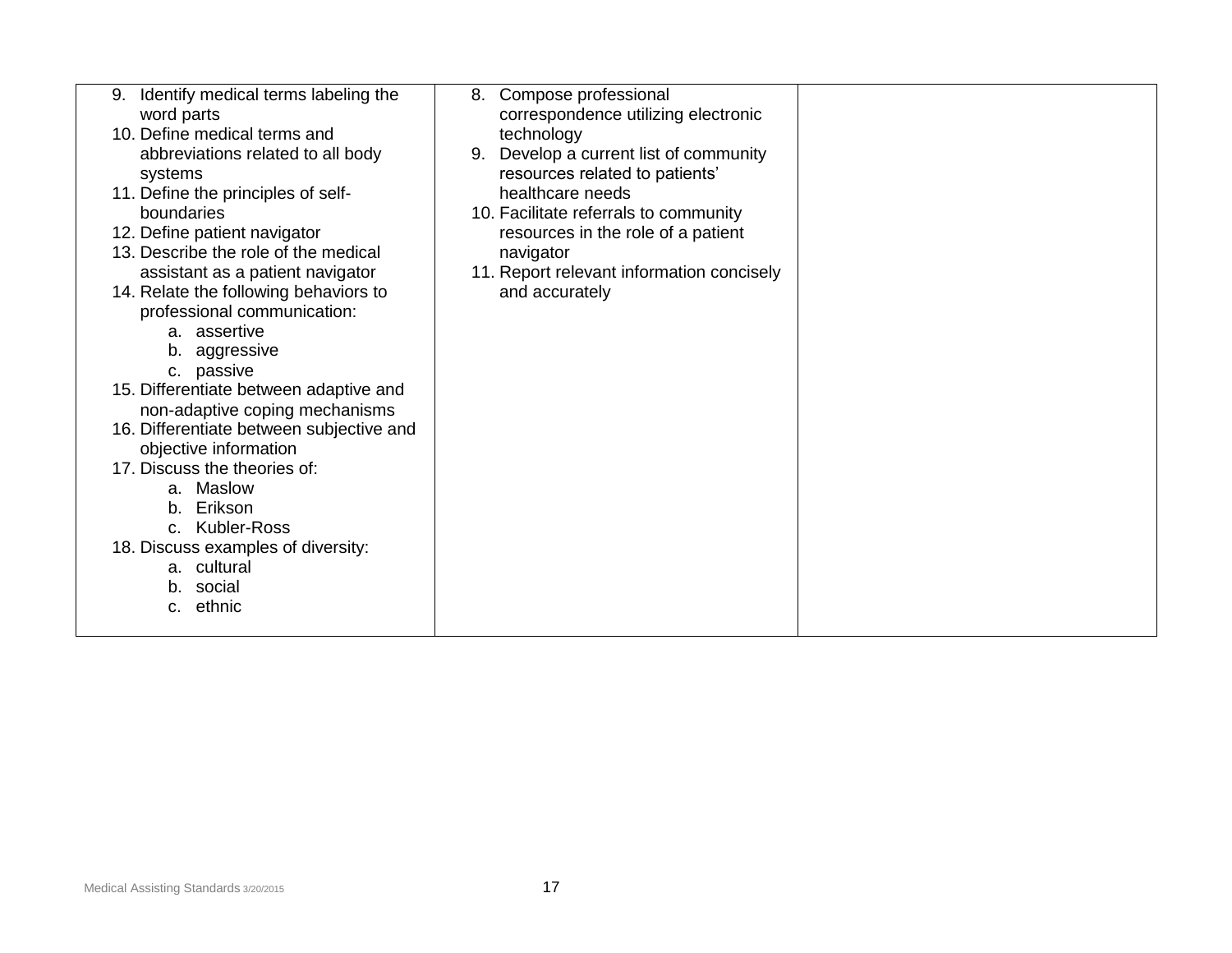| | | |
|---|---|---|
| 9. Identify medical terms labeling the word parts<br>10. Define medical terms and abbreviations related to all body systems<br>11. Define the principles of self-boundaries<br>12. Define patient navigator<br>13. Describe the role of the medical assistant as a patient navigator<br>14. Relate the following behaviors to professional communication:<br>&nbsp;&nbsp;&nbsp;&nbsp;a. assertive<br>&nbsp;&nbsp;&nbsp;&nbsp;b. aggressive<br>&nbsp;&nbsp;&nbsp;&nbsp;c. passive<br>15. Differentiate between adaptive and non-adaptive coping mechanisms<br>16. Differentiate between subjective and objective information<br>17. Discuss the theories of:<br>&nbsp;&nbsp;&nbsp;&nbsp;a. Maslow<br>&nbsp;&nbsp;&nbsp;&nbsp;b. Erikson<br>&nbsp;&nbsp;&nbsp;&nbsp;c. Kubler-Ross<br>18. Discuss examples of diversity:<br>&nbsp;&nbsp;&nbsp;&nbsp;a. cultural<br>&nbsp;&nbsp;&nbsp;&nbsp;b. social<br>&nbsp;&nbsp;&nbsp;&nbsp;c. ethnic | 8. Compose professional correspondence utilizing electronic technology<br>9. Develop a current list of community resources related to patients' healthcare needs<br>10. Facilitate referrals to community resources in the role of a patient navigator<br>11. Report relevant information concisely and accurately | |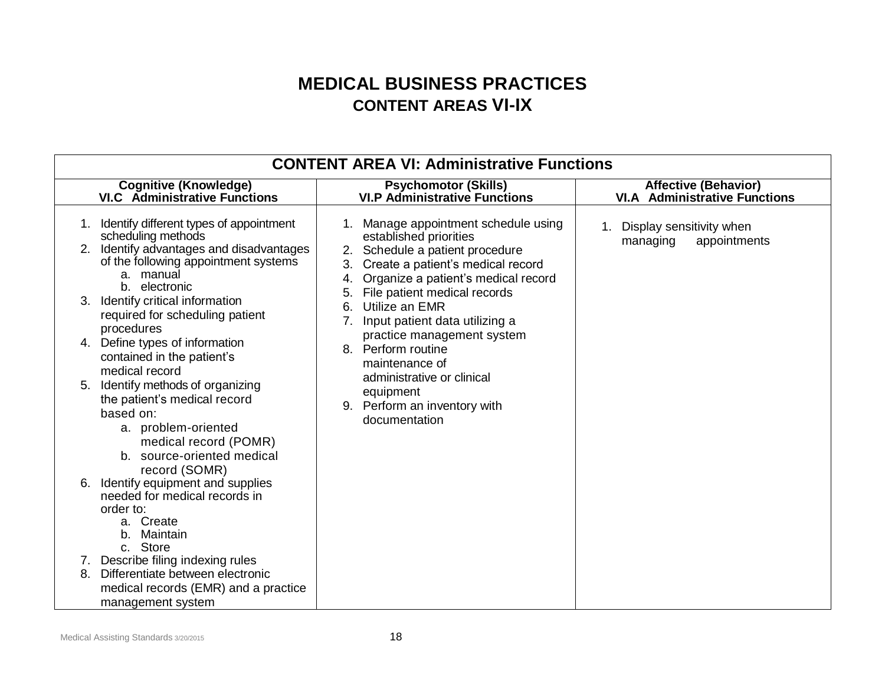# MEDICAL BUSINESS PRACTICES

## CONTENT AREAS VI-IX

| CONTENT AREA VI: Administrative Functions | | |
|---|---|---|
| **Cognitive (Knowledge)**<br>**VI.C Administrative Functions** | **Psychomotor (Skills)**<br>**VI.P Administrative Functions** | **Affective (Behavior)**<br>**VI.A Administrative Functions** |
| 1. Identify different types of appointment scheduling methods<br>2. Identify advantages and disadvantages of the following appointment systems<br>a. manual<br>b. electronic<br>3. Identify critical information required for scheduling patient procedures<br>4. Define types of information contained in the patient's medical record<br>5. Identify methods of organizing the patient's medical record based on:<br>a. problem-oriented medical record (POMR)<br>b. source-oriented medical record (SOMR)<br>6. Identify equipment and supplies needed for medical records in order to:<br>a. Create<br>b. Maintain<br>c. Store<br>7. Describe filing indexing rules<br>8. Differentiate between electronic medical records (EMR) and a practice management system | 1. Manage appointment schedule using established priorities<br>2. Schedule a patient procedure<br>3. Create a patient's medical record<br>4. Organize a patient's medical record<br>5. File patient medical records<br>6. Utilize an EMR<br>7. Input patient data utilizing a practice management system<br>8. Perform routine maintenance of administrative or clinical equipment<br>9. Perform an inventory with documentation | 1. Display sensitivity when managing appointments |

Medical Assisting Standards 3/20/2015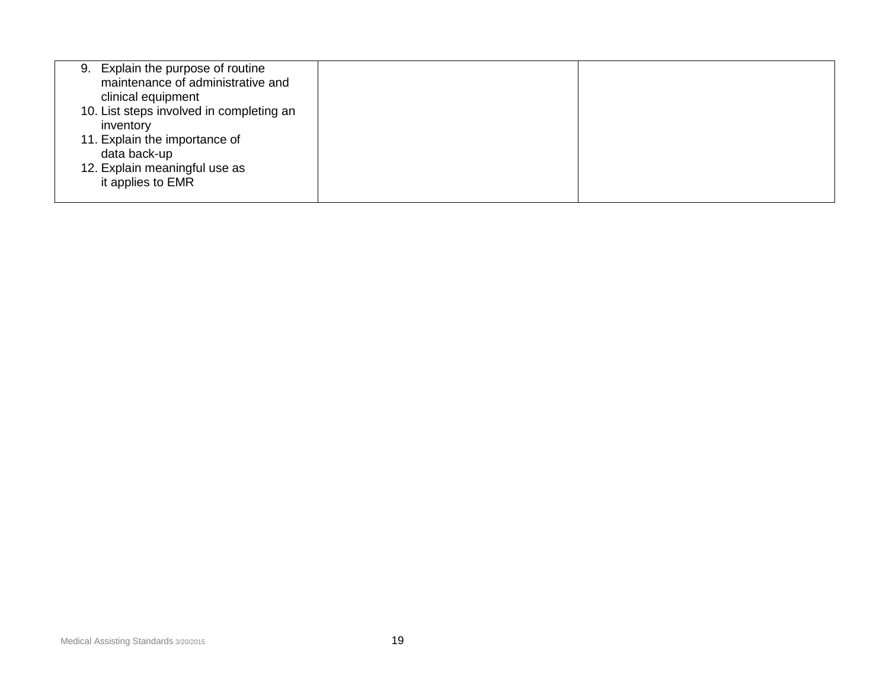| | | |
|---|---|---|
| 9. Explain the purpose of routine maintenance of administrative and clinical equipment<br>10. List steps involved in completing an inventory<br>11. Explain the importance of data back-up<br>12. Explain meaningful use as it applies to EMR | | |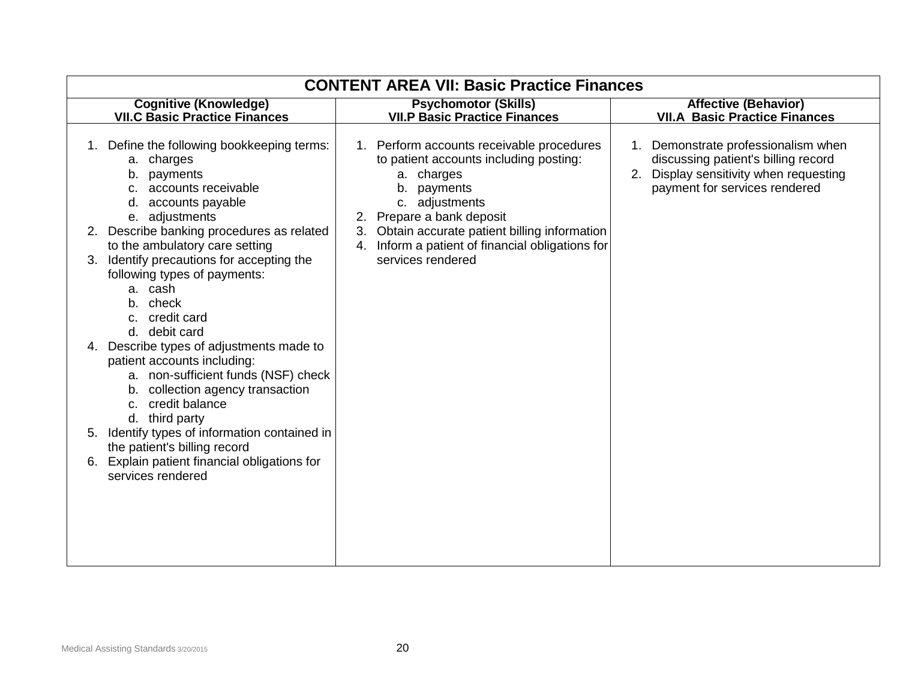| CONTENT AREA VII: Basic Practice Finances | | |
|---|---|---|
| **Cognitive (Knowledge)**<br>**VII.C Basic Practice Finances** | **Psychomotor (Skills)**<br>**VII.P Basic Practice Finances** | **Affective (Behavior)**<br>**VII.A Basic Practice Finances** |
| 1. Define the following bookkeeping terms:<br>a. charges<br>b. payments<br>c. accounts receivable<br>d. accounts payable<br>e. adjustments<br>2. Describe banking procedures as related to the ambulatory care setting<br>3. Identify precautions for accepting the following types of payments:<br>a. cash<br>b. check<br>c. credit card<br>d. debit card<br>4. Describe types of adjustments made to patient accounts including:<br>a. non-sufficient funds (NSF) check<br>b. collection agency transaction<br>c. credit balance<br>d. third party<br>5. Identify types of information contained in the patient's billing record<br>6. Explain patient financial obligations for services rendered | 1. Perform accounts receivable procedures to patient accounts including posting:<br>a. charges<br>b. payments<br>c. adjustments<br>2. Prepare a bank deposit<br>3. Obtain accurate patient billing information<br>4. Inform a patient of financial obligations for services rendered | 1. Demonstrate professionalism when discussing patient's billing record<br>2. Display sensitivity when requesting payment for services rendered |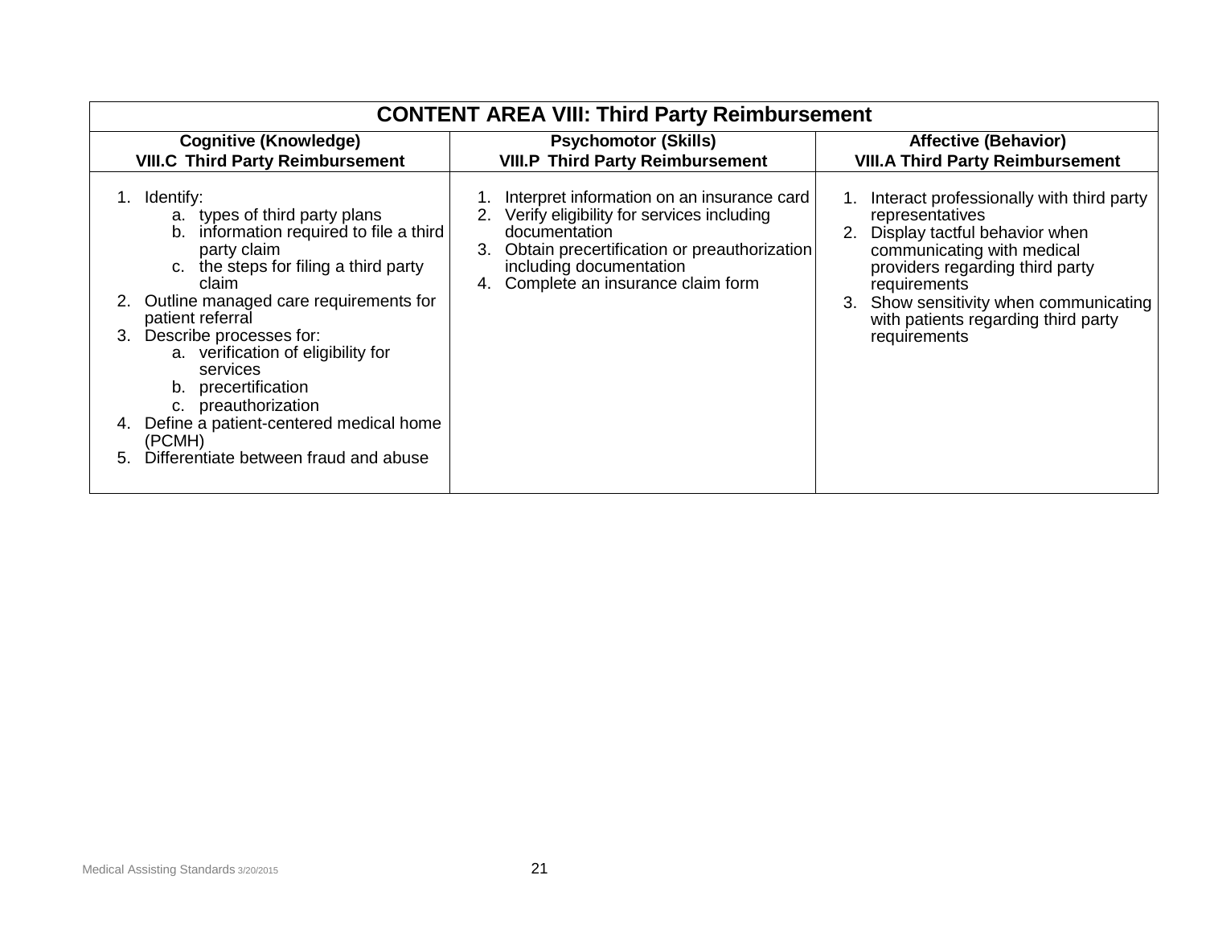| CONTENT AREA VIII: Third Party Reimbursement | | |
|---|---|---|
| **Cognitive (Knowledge)**<br>**VIII.C Third Party Reimbursement** | **Psychomotor (Skills)**<br>**VIII.P Third Party Reimbursement** | **Affective (Behavior)**<br>**VIII.A Third Party Reimbursement** |
| 1. Identify:<br>a. types of third party plans<br>b. information required to file a third party claim<br>c. the steps for filing a third party claim<br>2. Outline managed care requirements for patient referral<br>3. Describe processes for:<br>a. verification of eligibility for services<br>b. precertification<br>c. preauthorization<br>4. Define a patient-centered medical home (PCMH)<br>5. Differentiate between fraud and abuse | 1. Interpret information on an insurance card<br>2. Verify eligibility for services including documentation<br>3. Obtain precertification or preauthorization including documentation<br>4. Complete an insurance claim form | 1. Interact professionally with third party representatives<br>2. Display tactful behavior when communicating with medical providers regarding third party requirements<br>3. Show sensitivity when communicating with patients regarding third party requirements |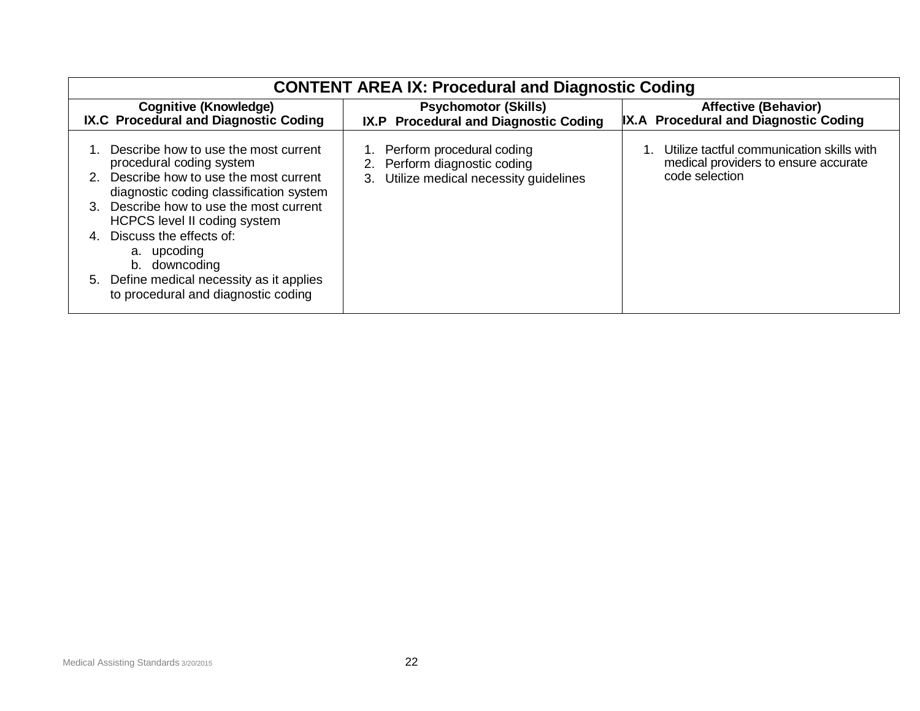| CONTENT AREA IX: Procedural and Diagnostic Coding | | |
|---|---|---|
| **Cognitive (Knowledge)**<br>**IX.C Procedural and Diagnostic Coding** | **Psychomotor (Skills)**<br>**IX.P Procedural and Diagnostic Coding** | **Affective (Behavior)**<br>**IX.A Procedural and Diagnostic Coding** |
| 1. Describe how to use the most current procedural coding system<br>2. Describe how to use the most current diagnostic coding classification system<br>3. Describe how to use the most current HCPCS level II coding system<br>4. Discuss the effects of:<br>a. upcoding<br>b. downcoding<br>5. Define medical necessity as it applies to procedural and diagnostic coding | 1. Perform procedural coding<br>2. Perform diagnostic coding<br>3. Utilize medical necessity guidelines | 1. Utilize tactful communication skills with medical providers to ensure accurate code selection |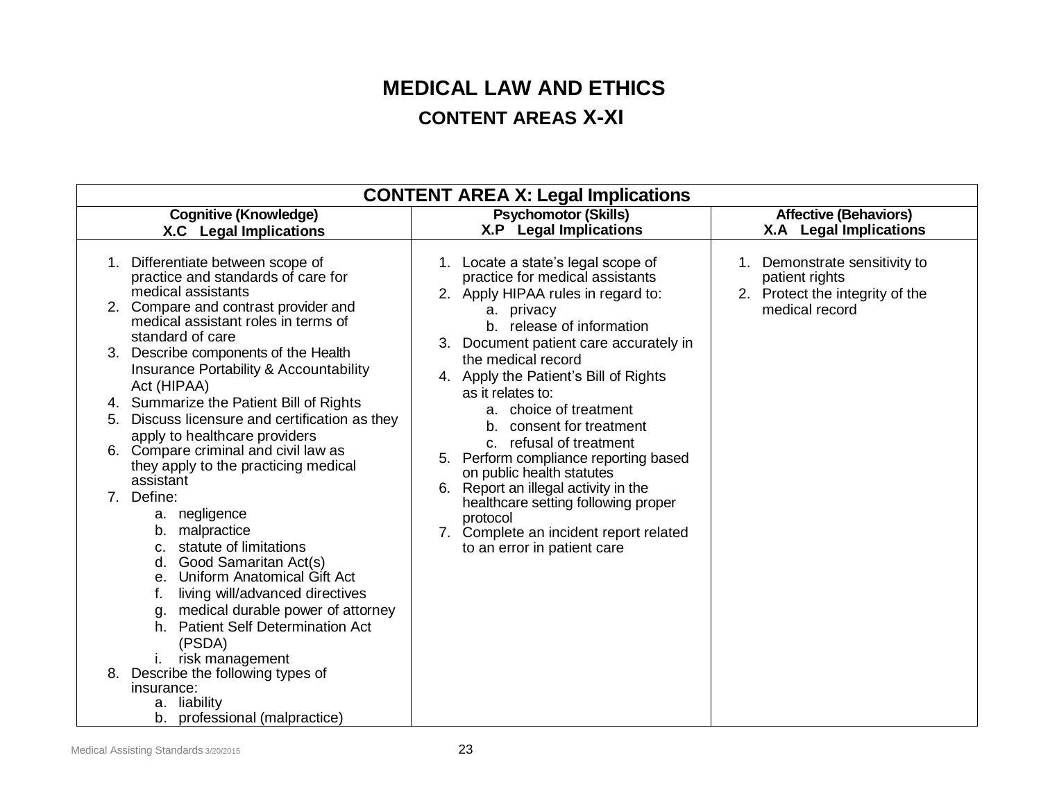# MEDICAL LAW AND ETHICS

## CONTENT AREAS X-XI

| CONTENT AREA X: Legal Implications | | |
|---|---|---|
| **Cognitive (Knowledge)**<br>**X.C Legal Implications** | **Psychomotor (Skills)**<br>**X.P Legal Implications** | **Affective (Behaviors)**<br>**X.A Legal Implications** |
| 1. Differentiate between scope of practice and standards of care for medical assistants<br>2. Compare and contrast provider and medical assistant roles in terms of standard of care<br>3. Describe components of the Health Insurance Portability & Accountability Act (HIPAA)<br>4. Summarize the Patient Bill of Rights<br>5. Discuss licensure and certification as they apply to healthcare providers<br>6. Compare criminal and civil law as they apply to the practicing medical assistant<br>7. Define:<br>&nbsp;&nbsp;&nbsp;a. negligence<br>&nbsp;&nbsp;&nbsp;b. malpractice<br>&nbsp;&nbsp;&nbsp;c. statute of limitations<br>&nbsp;&nbsp;&nbsp;d. Good Samaritan Act(s)<br>&nbsp;&nbsp;&nbsp;e. Uniform Anatomical Gift Act<br>&nbsp;&nbsp;&nbsp;f. living will/advanced directives<br>&nbsp;&nbsp;&nbsp;g. medical durable power of attorney<br>&nbsp;&nbsp;&nbsp;h. Patient Self Determination Act (PSDA)<br>&nbsp;&nbsp;&nbsp;i. risk management<br>8. Describe the following types of insurance:<br>&nbsp;&nbsp;&nbsp;a. liability<br>&nbsp;&nbsp;&nbsp;b. professional (malpractice) | 1. Locate a state's legal scope of practice for medical assistants<br>2. Apply HIPAA rules in regard to:<br>&nbsp;&nbsp;&nbsp;a. privacy<br>&nbsp;&nbsp;&nbsp;b. release of information<br>3. Document patient care accurately in the medical record<br>4. Apply the Patient's Bill of Rights as it relates to:<br>&nbsp;&nbsp;&nbsp;a. choice of treatment<br>&nbsp;&nbsp;&nbsp;b. consent for treatment<br>&nbsp;&nbsp;&nbsp;c. refusal of treatment<br>5. Perform compliance reporting based on public health statutes<br>6. Report an illegal activity in the healthcare setting following proper protocol<br>7. Complete an incident report related to an error in patient care | 1. Demonstrate sensitivity to patient rights<br>2. Protect the integrity of the medical record |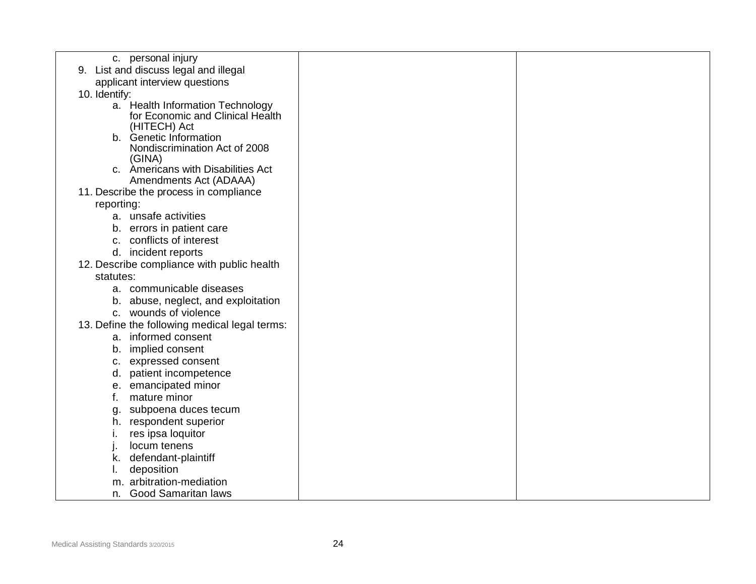| | | |
|---|---|---|
| c. personal injury<br>9. List and discuss legal and illegal applicant interview questions<br>10. Identify:<br>a. Health Information Technology for Economic and Clinical Health (HITECH) Act<br>b. Genetic Information Nondiscrimination Act of 2008 (GINA)<br>c. Americans with Disabilities Act Amendments Act (ADAAA)<br>11. Describe the process in compliance reporting:<br>a. unsafe activities<br>b. errors in patient care<br>c. conflicts of interest<br>d. incident reports<br>12. Describe compliance with public health statutes:<br>a. communicable diseases<br>b. abuse, neglect, and exploitation<br>c. wounds of violence<br>13. Define the following medical legal terms:<br>a. informed consent<br>b. implied consent<br>c. expressed consent<br>d. patient incompetence<br>e. emancipated minor<br>f. mature minor<br>g. subpoena duces tecum<br>h. respondent superior<br>i. res ipsa loquitor<br>j. locum tenens<br>k. defendant-plaintiff<br>l. deposition<br>m. arbitration-mediation<br>n. Good Samaritan laws | | |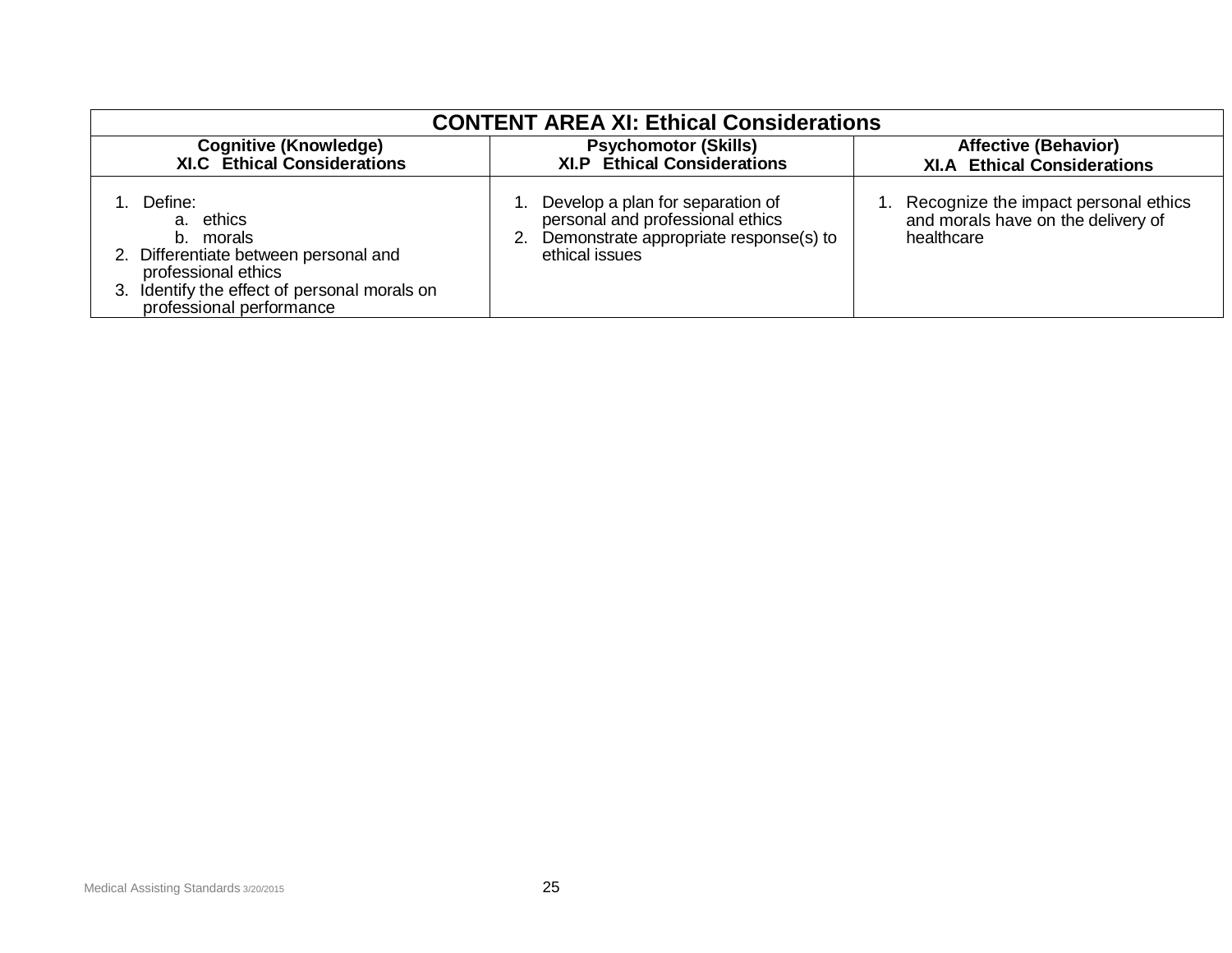| CONTENT AREA XI: Ethical Considerations | | |
|---|---|---|
| **Cognitive (Knowledge)**<br>**XI.C Ethical Considerations** | **Psychomotor (Skills)**<br>**XI.P Ethical Considerations** | **Affective (Behavior)**<br>**XI.A Ethical Considerations** |
| 1. Define:<br>a. ethics<br>b. morals<br>2. Differentiate between personal and professional ethics<br>3. Identify the effect of personal morals on professional performance | 1. Develop a plan for separation of personal and professional ethics<br>2. Demonstrate appropriate response(s) to ethical issues | 1. Recognize the impact personal ethics and morals have on the delivery of healthcare |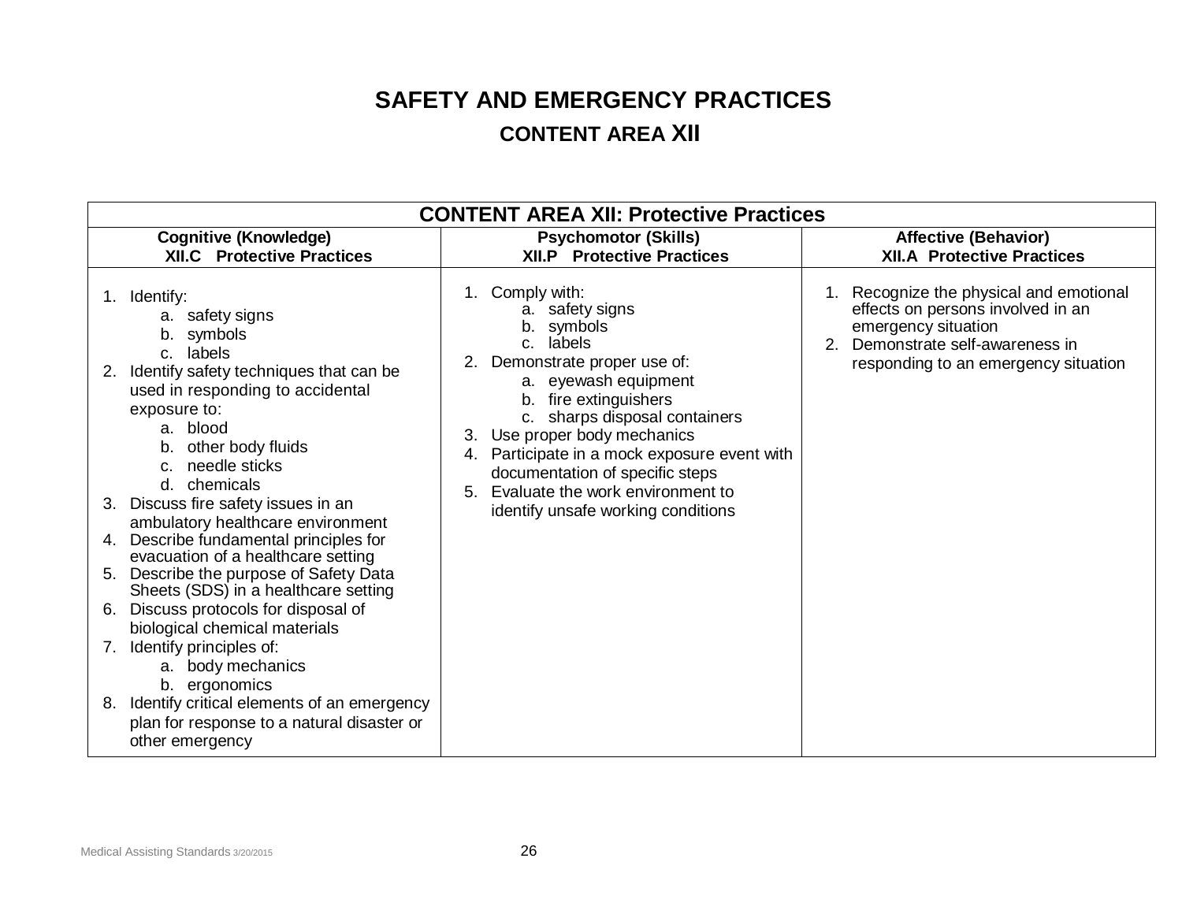# SAFETY AND EMERGENCY PRACTICES

## CONTENT AREA XII

| CONTENT AREA XII: Protective Practices | | |
|---|---|---|
| **Cognitive (Knowledge)**<br>**XII.C Protective Practices** | **Psychomotor (Skills)**<br>**XII.P Protective Practices** | **Affective (Behavior)**<br>**XII.A Protective Practices** |
| 1. Identify:<br>a. safety signs<br>b. symbols<br>c. labels<br>2. Identify safety techniques that can be used in responding to accidental exposure to:<br>a. blood<br>b. other body fluids<br>c. needle sticks<br>d. chemicals<br>3. Discuss fire safety issues in an ambulatory healthcare environment<br>4. Describe fundamental principles for evacuation of a healthcare setting<br>5. Describe the purpose of Safety Data Sheets (SDS) in a healthcare setting<br>6. Discuss protocols for disposal of biological chemical materials<br>7. Identify principles of:<br>a. body mechanics<br>b. ergonomics<br>8. Identify critical elements of an emergency plan for response to a natural disaster or other emergency | 1. Comply with:<br>a. safety signs<br>b. symbols<br>c. labels<br>2. Demonstrate proper use of:<br>a. eyewash equipment<br>b. fire extinguishers<br>c. sharps disposal containers<br>3. Use proper body mechanics<br>4. Participate in a mock exposure event with documentation of specific steps<br>5. Evaluate the work environment to identify unsafe working conditions | 1. Recognize the physical and emotional effects on persons involved in an emergency situation<br>2. Demonstrate self-awareness in responding to an emergency situation |

Medical Assisting Standards 3/20/2015